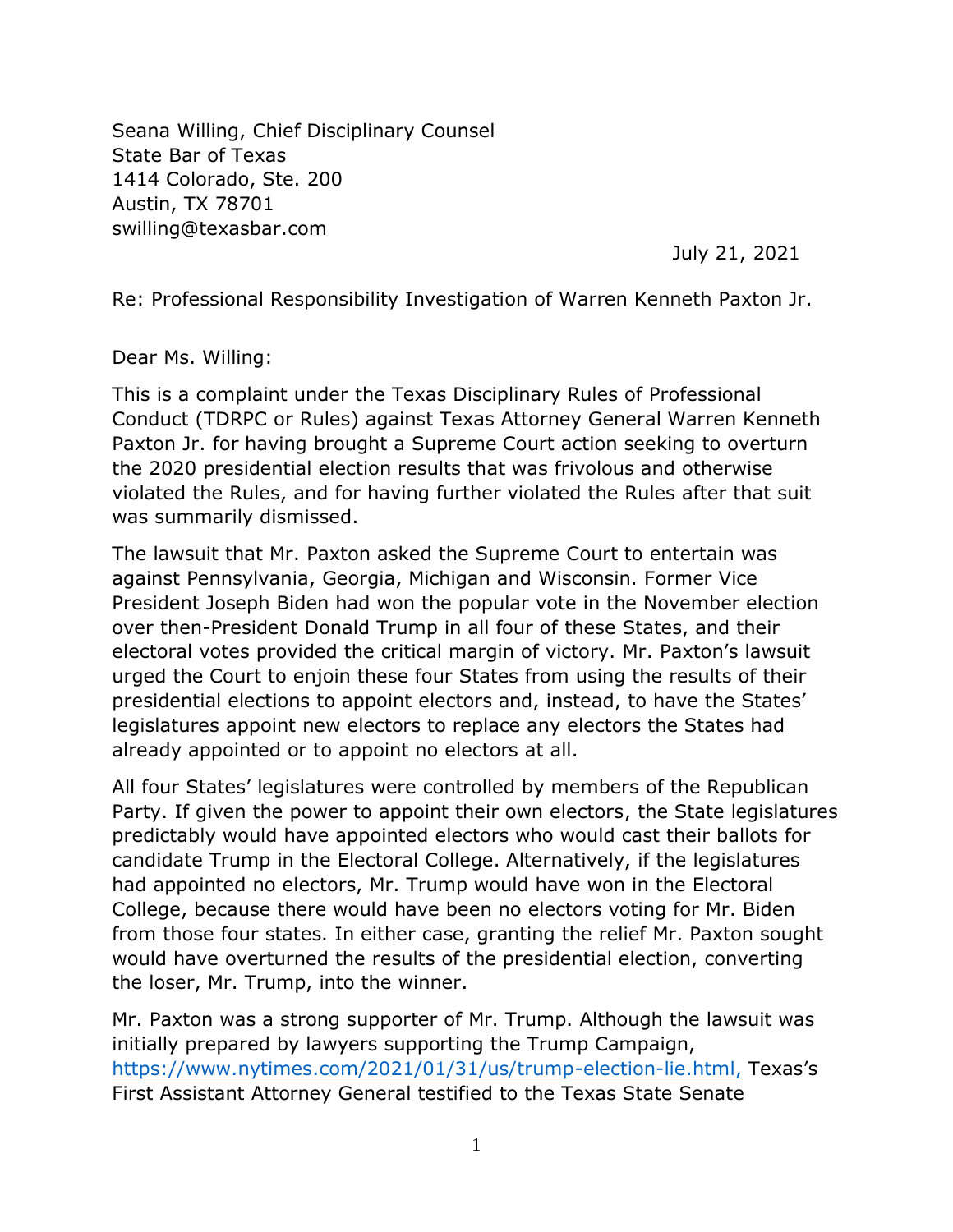Seana Willing, Chief Disciplinary Counsel
State Bar of Texas
1414 Colorado, Ste. 200
Austin, TX 78701
swilling@texasbar.com

July 21, 2021

Re: Professional Responsibility Investigation of Warren Kenneth Paxton Jr.

Dear Ms. Willing:

This is a complaint under the Texas Disciplinary Rules of Professional Conduct (TDRPC or Rules) against Texas Attorney General Warren Kenneth Paxton Jr. for having brought a Supreme Court action seeking to overturn the 2020 presidential election results that was frivolous and otherwise violated the Rules, and for having further violated the Rules after that suit was summarily dismissed.

The lawsuit that Mr. Paxton asked the Supreme Court to entertain was against Pennsylvania, Georgia, Michigan and Wisconsin. Former Vice President Joseph Biden had won the popular vote in the November election over then-President Donald Trump in all four of these States, and their electoral votes provided the critical margin of victory. Mr. Paxton's lawsuit urged the Court to enjoin these four States from using the results of their presidential elections to appoint electors and, instead, to have the States' legislatures appoint new electors to replace any electors the States had already appointed or to appoint no electors at all.

All four States' legislatures were controlled by members of the Republican Party. If given the power to appoint their own electors, the State legislatures predictably would have appointed electors who would cast their ballots for candidate Trump in the Electoral College. Alternatively, if the legislatures had appointed no electors, Mr. Trump would have won in the Electoral College, because there would have been no electors voting for Mr. Biden from those four states. In either case, granting the relief Mr. Paxton sought would have overturned the results of the presidential election, converting the loser, Mr. Trump, into the winner.

Mr. Paxton was a strong supporter of Mr. Trump. Although the lawsuit was initially prepared by lawyers supporting the Trump Campaign, https://www.nytimes.com/2021/01/31/us/trump-election-lie.html, Texas's First Assistant Attorney General testified to the Texas State Senate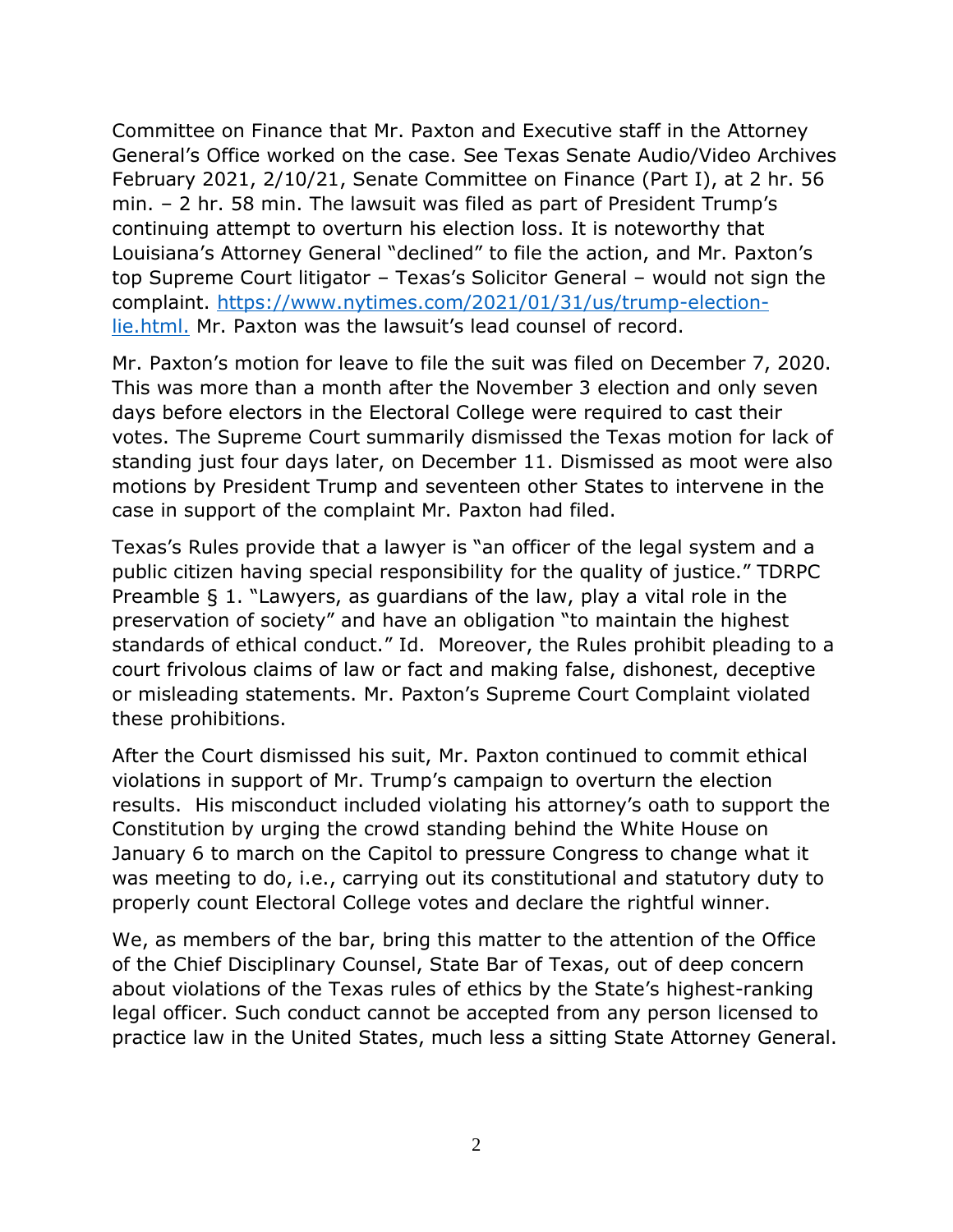Committee on Finance that Mr. Paxton and Executive staff in the Attorney General's Office worked on the case. See Texas Senate Audio/Video Archives February 2021, 2/10/21, Senate Committee on Finance (Part I), at 2 hr. 56 min. – 2 hr. 58 min. The lawsuit was filed as part of President Trump's continuing attempt to overturn his election loss. It is noteworthy that Louisiana's Attorney General "declined" to file the action, and Mr. Paxton's top Supreme Court litigator – Texas's Solicitor General – would not sign the complaint. [https://www.nytimes.com/2021/01/31/us/trump-election-lie.html.](https://www.nytimes.com/2021/01/31/us/trump-election-lie.html) Mr. Paxton was the lawsuit's lead counsel of record.

Mr. Paxton's motion for leave to file the suit was filed on December 7, 2020. This was more than a month after the November 3 election and only seven days before electors in the Electoral College were required to cast their votes. The Supreme Court summarily dismissed the Texas motion for lack of standing just four days later, on December 11. Dismissed as moot were also motions by President Trump and seventeen other States to intervene in the case in support of the complaint Mr. Paxton had filed.

Texas's Rules provide that a lawyer is "an officer of the legal system and a public citizen having special responsibility for the quality of justice." TDRPC Preamble § 1. "Lawyers, as guardians of the law, play a vital role in the preservation of society" and have an obligation "to maintain the highest standards of ethical conduct." Id. Moreover, the Rules prohibit pleading to a court frivolous claims of law or fact and making false, dishonest, deceptive or misleading statements. Mr. Paxton's Supreme Court Complaint violated these prohibitions.

After the Court dismissed his suit, Mr. Paxton continued to commit ethical violations in support of Mr. Trump's campaign to overturn the election results. His misconduct included violating his attorney's oath to support the Constitution by urging the crowd standing behind the White House on January 6 to march on the Capitol to pressure Congress to change what it was meeting to do, i.e., carrying out its constitutional and statutory duty to properly count Electoral College votes and declare the rightful winner.

We, as members of the bar, bring this matter to the attention of the Office of the Chief Disciplinary Counsel, State Bar of Texas, out of deep concern about violations of the Texas rules of ethics by the State's highest-ranking legal officer. Such conduct cannot be accepted from any person licensed to practice law in the United States, much less a sitting State Attorney General.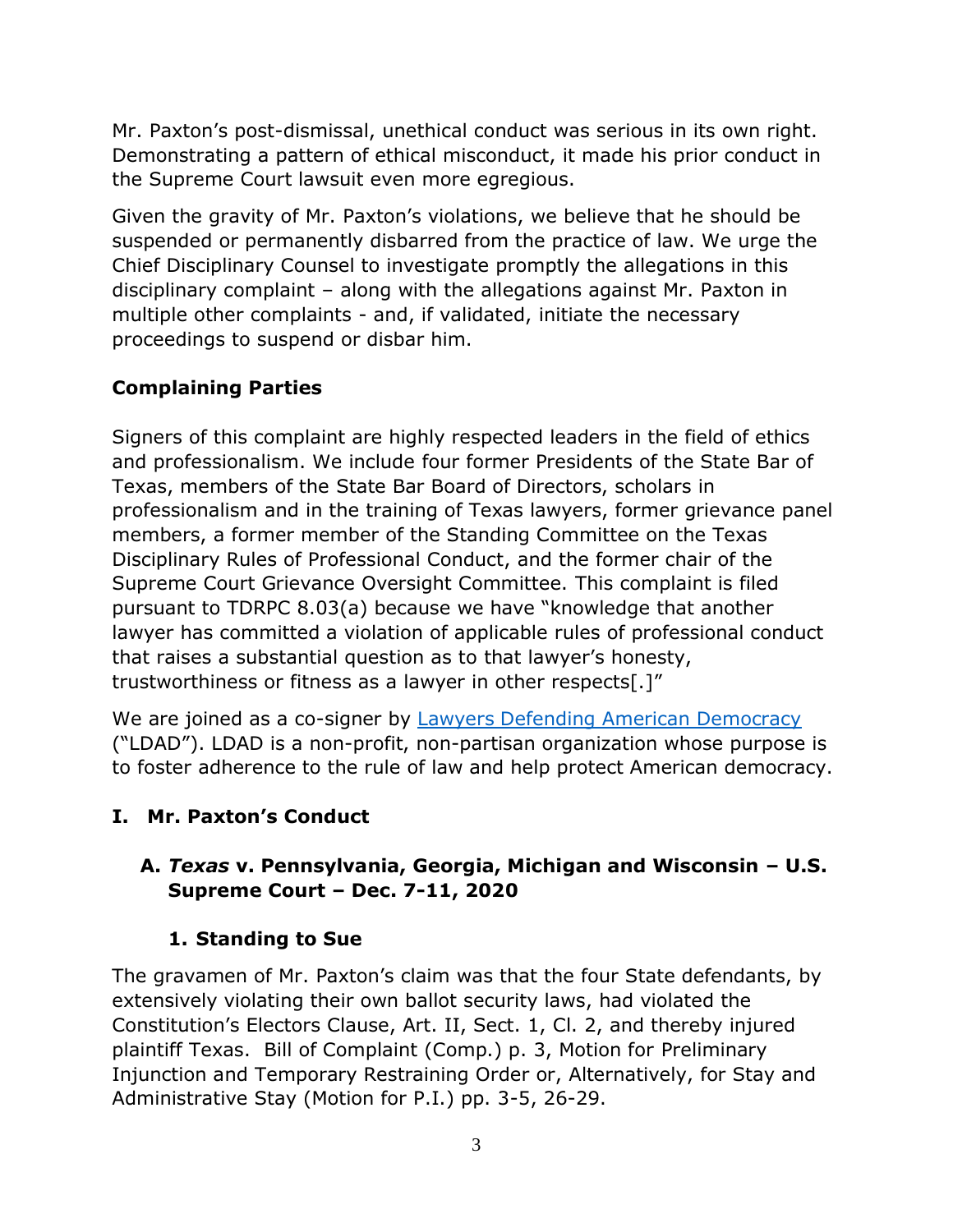Mr. Paxton's post-dismissal, unethical conduct was serious in its own right. Demonstrating a pattern of ethical misconduct, it made his prior conduct in the Supreme Court lawsuit even more egregious.

Given the gravity of Mr. Paxton's violations, we believe that he should be suspended or permanently disbarred from the practice of law. We urge the Chief Disciplinary Counsel to investigate promptly the allegations in this disciplinary complaint – along with the allegations against Mr. Paxton in multiple other complaints - and, if validated, initiate the necessary proceedings to suspend or disbar him.

## Complaining Parties

Signers of this complaint are highly respected leaders in the field of ethics and professionalism. We include four former Presidents of the State Bar of Texas, members of the State Bar Board of Directors, scholars in professionalism and in the training of Texas lawyers, former grievance panel members, a former member of the Standing Committee on the Texas Disciplinary Rules of Professional Conduct, and the former chair of the Supreme Court Grievance Oversight Committee. This complaint is filed pursuant to TDRPC 8.03(a) because we have "knowledge that another lawyer has committed a violation of applicable rules of professional conduct that raises a substantial question as to that lawyer's honesty, trustworthiness or fitness as a lawyer in other respects[.]"

We are joined as a co-signer by Lawyers Defending American Democracy ("LDAD"). LDAD is a non-profit, non-partisan organization whose purpose is to foster adherence to the rule of law and help protect American democracy.

## I. Mr. Paxton's Conduct

### A. *Texas* v. Pennsylvania, Georgia, Michigan and Wisconsin – U.S. Supreme Court – Dec. 7-11, 2020

#### 1. Standing to Sue

The gravamen of Mr. Paxton's claim was that the four State defendants, by extensively violating their own ballot security laws, had violated the Constitution's Electors Clause, Art. II, Sect. 1, Cl. 2, and thereby injured plaintiff Texas. Bill of Complaint (Comp.) p. 3, Motion for Preliminary Injunction and Temporary Restraining Order or, Alternatively, for Stay and Administrative Stay (Motion for P.I.) pp. 3-5, 26-29.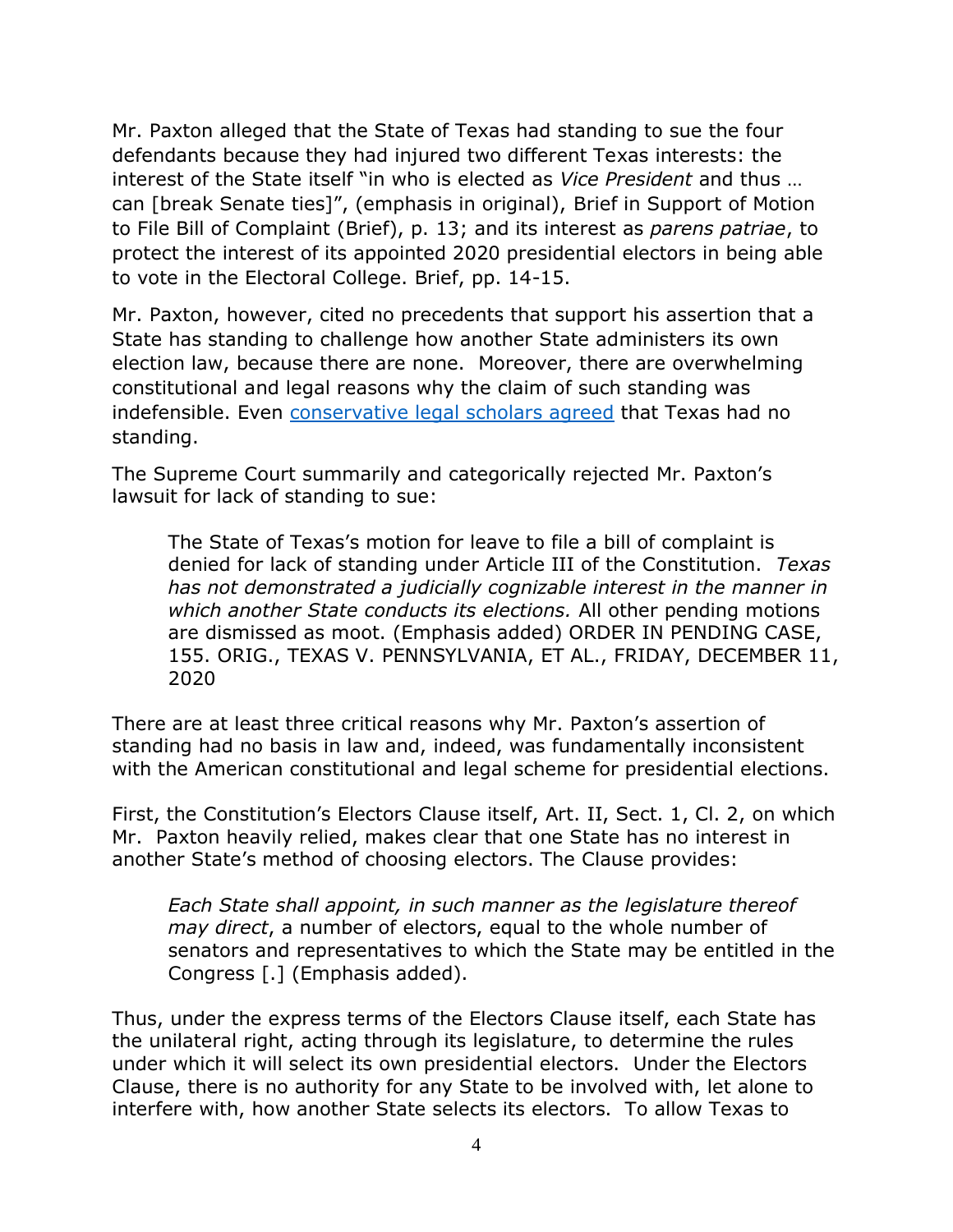Mr. Paxton alleged that the State of Texas had standing to sue the four defendants because they had injured two different Texas interests: the interest of the State itself "in who is elected as *Vice President* and thus … can [break Senate ties]", (emphasis in original), Brief in Support of Motion to File Bill of Complaint (Brief), p. 13; and its interest as *parens patriae*, to protect the interest of its appointed 2020 presidential electors in being able to vote in the Electoral College. Brief, pp. 14-15.

Mr. Paxton, however, cited no precedents that support his assertion that a State has standing to challenge how another State administers its own election law, because there are none. Moreover, there are overwhelming constitutional and legal reasons why the claim of such standing was indefensible. Even conservative legal scholars agreed that Texas had no standing.

The Supreme Court summarily and categorically rejected Mr. Paxton's lawsuit for lack of standing to sue:

> The State of Texas's motion for leave to file a bill of complaint is denied for lack of standing under Article III of the Constitution. *Texas has not demonstrated a judicially cognizable interest in the manner in which another State conducts its elections.* All other pending motions are dismissed as moot. (Emphasis added) ORDER IN PENDING CASE, 155. ORIG., TEXAS V. PENNSYLVANIA, ET AL., FRIDAY, DECEMBER 11, 2020

There are at least three critical reasons why Mr. Paxton's assertion of standing had no basis in law and, indeed, was fundamentally inconsistent with the American constitutional and legal scheme for presidential elections.

First, the Constitution's Electors Clause itself, Art. II, Sect. 1, Cl. 2, on which Mr. Paxton heavily relied, makes clear that one State has no interest in another State's method of choosing electors. The Clause provides:

> *Each State shall appoint, in such manner as the legislature thereof may direct*, a number of electors, equal to the whole number of senators and representatives to which the State may be entitled in the Congress [.] (Emphasis added).

Thus, under the express terms of the Electors Clause itself, each State has the unilateral right, acting through its legislature, to determine the rules under which it will select its own presidential electors. Under the Electors Clause, there is no authority for any State to be involved with, let alone to interfere with, how another State selects its electors. To allow Texas to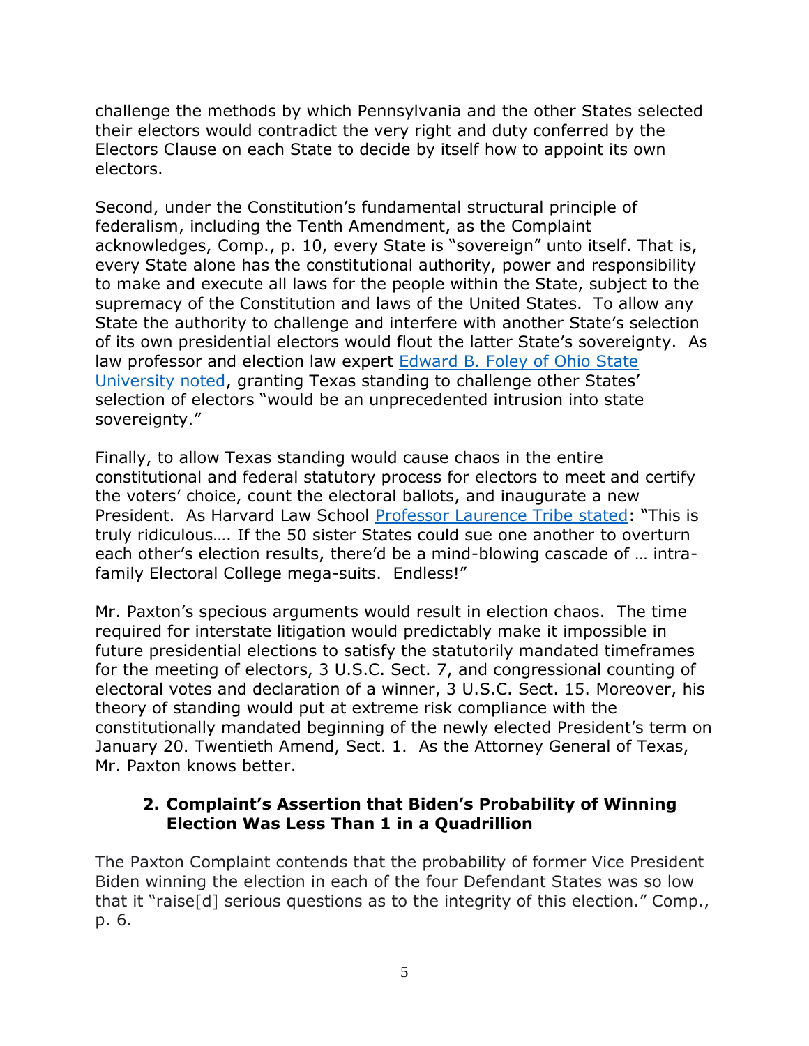challenge the methods by which Pennsylvania and the other States selected their electors would contradict the very right and duty conferred by the Electors Clause on each State to decide by itself how to appoint its own electors.

Second, under the Constitution's fundamental structural principle of federalism, including the Tenth Amendment, as the Complaint acknowledges, Comp., p. 10, every State is "sovereign" unto itself. That is, every State alone has the constitutional authority, power and responsibility to make and execute all laws for the people within the State, subject to the supremacy of the Constitution and laws of the United States. To allow any State the authority to challenge and interfere with another State's selection of its own presidential electors would flout the latter State's sovereignty. As law professor and election law expert Edward B. Foley of Ohio State University noted, granting Texas standing to challenge other States' selection of electors "would be an unprecedented intrusion into state sovereignty."

Finally, to allow Texas standing would cause chaos in the entire constitutional and federal statutory process for electors to meet and certify the voters' choice, count the electoral ballots, and inaugurate a new President. As Harvard Law School Professor Laurence Tribe stated: "This is truly ridiculous…. If the 50 sister States could sue one another to overturn each other's election results, there'd be a mind-blowing cascade of … intra-family Electoral College mega-suits. Endless!"

Mr. Paxton's specious arguments would result in election chaos. The time required for interstate litigation would predictably make it impossible in future presidential elections to satisfy the statutorily mandated timeframes for the meeting of electors, 3 U.S.C. Sect. 7, and congressional counting of electoral votes and declaration of a winner, 3 U.S.C. Sect. 15. Moreover, his theory of standing would put at extreme risk compliance with the constitutionally mandated beginning of the newly elected President's term on January 20. Twentieth Amend, Sect. 1. As the Attorney General of Texas, Mr. Paxton knows better.

### 2. Complaint's Assertion that Biden's Probability of Winning Election Was Less Than 1 in a Quadrillion

The Paxton Complaint contends that the probability of former Vice President Biden winning the election in each of the four Defendant States was so low that it "raise[d] serious questions as to the integrity of this election." Comp., p. 6.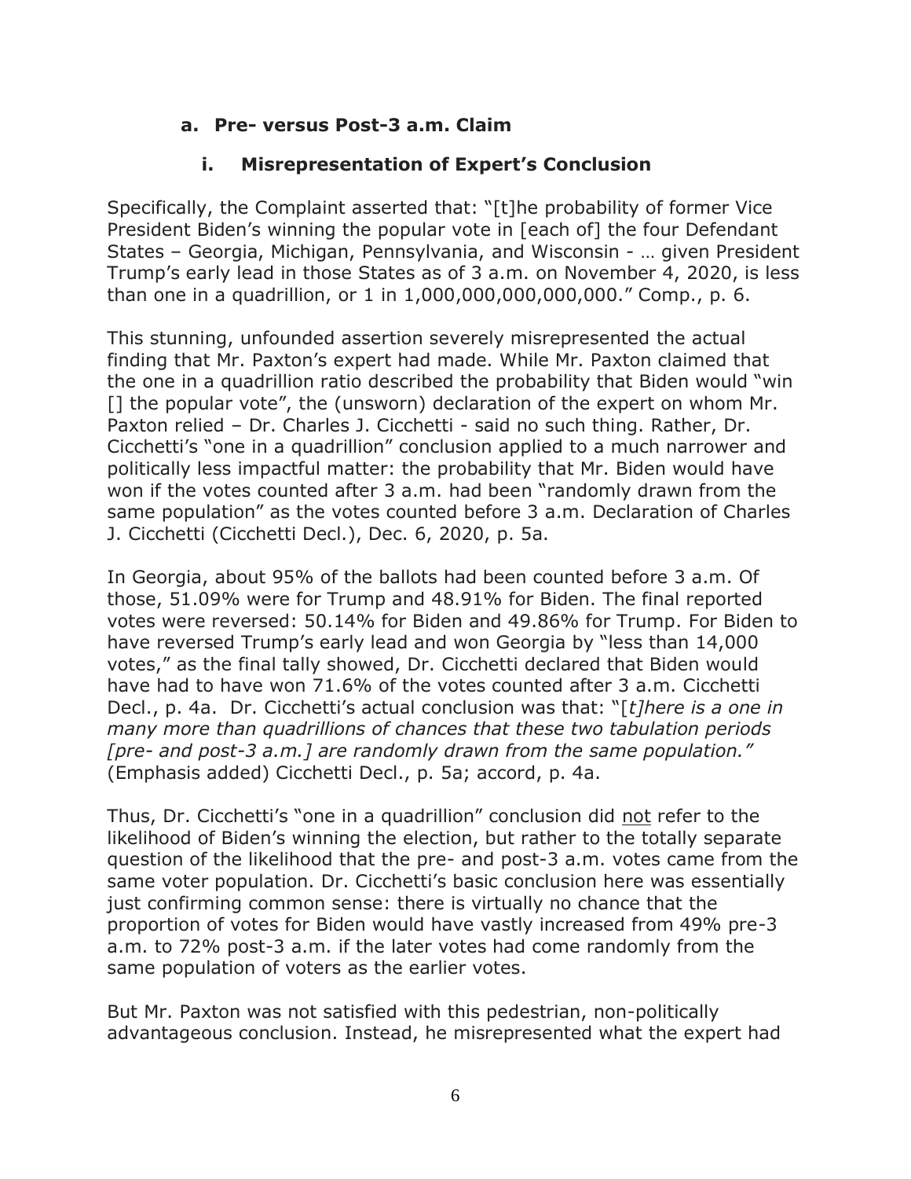### a. Pre- versus Post-3 a.m. Claim

#### i. Misrepresentation of Expert's Conclusion

Specifically, the Complaint asserted that: "[t]he probability of former Vice President Biden's winning the popular vote in [each of] the four Defendant States – Georgia, Michigan, Pennsylvania, and Wisconsin - … given President Trump's early lead in those States as of 3 a.m. on November 4, 2020, is less than one in a quadrillion, or 1 in 1,000,000,000,000,000." Comp., p. 6.

This stunning, unfounded assertion severely misrepresented the actual finding that Mr. Paxton's expert had made. While Mr. Paxton claimed that the one in a quadrillion ratio described the probability that Biden would "win [] the popular vote", the (unsworn) declaration of the expert on whom Mr. Paxton relied – Dr. Charles J. Cicchetti - said no such thing. Rather, Dr. Cicchetti's "one in a quadrillion" conclusion applied to a much narrower and politically less impactful matter: the probability that Mr. Biden would have won if the votes counted after 3 a.m. had been "randomly drawn from the same population" as the votes counted before 3 a.m. Declaration of Charles J. Cicchetti (Cicchetti Decl.), Dec. 6, 2020, p. 5a.

In Georgia, about 95% of the ballots had been counted before 3 a.m. Of those, 51.09% were for Trump and 48.91% for Biden. The final reported votes were reversed: 50.14% for Biden and 49.86% for Trump. For Biden to have reversed Trump's early lead and won Georgia by "less than 14,000 votes," as the final tally showed, Dr. Cicchetti declared that Biden would have had to have won 71.6% of the votes counted after 3 a.m. Cicchetti Decl., p. 4a. Dr. Cicchetti's actual conclusion was that: "[*t]here is a one in many more than quadrillions of chances that these two tabulation periods [pre- and post-3 a.m.] are randomly drawn from the same population."* (Emphasis added) Cicchetti Decl., p. 5a; accord, p. 4a.

Thus, Dr. Cicchetti's "one in a quadrillion" conclusion did <u>not</u> refer to the likelihood of Biden's winning the election, but rather to the totally separate question of the likelihood that the pre- and post-3 a.m. votes came from the same voter population. Dr. Cicchetti's basic conclusion here was essentially just confirming common sense: there is virtually no chance that the proportion of votes for Biden would have vastly increased from 49% pre-3 a.m. to 72% post-3 a.m. if the later votes had come randomly from the same population of voters as the earlier votes.

But Mr. Paxton was not satisfied with this pedestrian, non-politically advantageous conclusion. Instead, he misrepresented what the expert had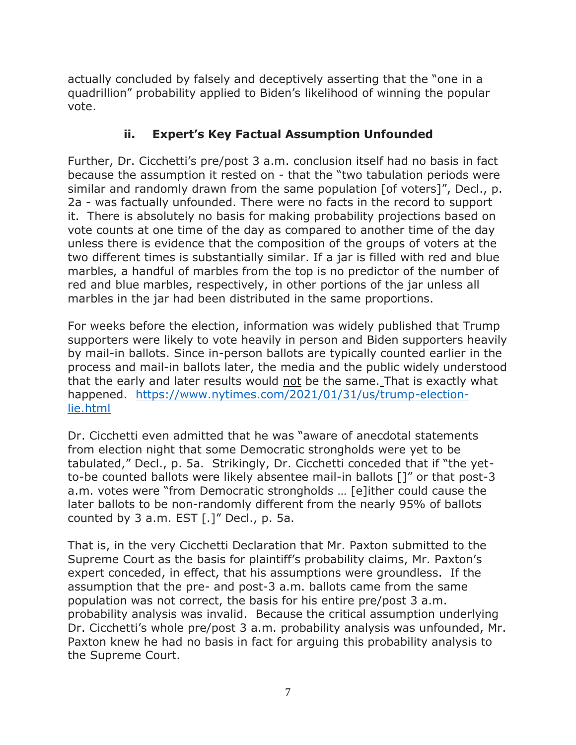actually concluded by falsely and deceptively asserting that the "one in a quadrillion" probability applied to Biden's likelihood of winning the popular vote.

### ii. Expert's Key Factual Assumption Unfounded

Further, Dr. Cicchetti's pre/post 3 a.m. conclusion itself had no basis in fact because the assumption it rested on - that the "two tabulation periods were similar and randomly drawn from the same population [of voters]", Decl., p. 2a - was factually unfounded. There were no facts in the record to support it. There is absolutely no basis for making probability projections based on vote counts at one time of the day as compared to another time of the day unless there is evidence that the composition of the groups of voters at the two different times is substantially similar. If a jar is filled with red and blue marbles, a handful of marbles from the top is no predictor of the number of red and blue marbles, respectively, in other portions of the jar unless all marbles in the jar had been distributed in the same proportions.

For weeks before the election, information was widely published that Trump supporters were likely to vote heavily in person and Biden supporters heavily by mail-in ballots. Since in-person ballots are typically counted earlier in the process and mail-in ballots later, the media and the public widely understood that the early and later results would not be the same. That is exactly what happened. https://www.nytimes.com/2021/01/31/us/trump-election-lie.html

Dr. Cicchetti even admitted that he was "aware of anecdotal statements from election night that some Democratic strongholds were yet to be tabulated," Decl., p. 5a. Strikingly, Dr. Cicchetti conceded that if "the yet-to-be counted ballots were likely absentee mail-in ballots []" or that post-3 a.m. votes were "from Democratic strongholds … [e]ither could cause the later ballots to be non-randomly different from the nearly 95% of ballots counted by 3 a.m. EST [.]" Decl., p. 5a.

That is, in the very Cicchetti Declaration that Mr. Paxton submitted to the Supreme Court as the basis for plaintiff's probability claims, Mr. Paxton's expert conceded, in effect, that his assumptions were groundless. If the assumption that the pre- and post-3 a.m. ballots came from the same population was not correct, the basis for his entire pre/post 3 a.m. probability analysis was invalid. Because the critical assumption underlying Dr. Cicchetti's whole pre/post 3 a.m. probability analysis was unfounded, Mr. Paxton knew he had no basis in fact for arguing this probability analysis to the Supreme Court.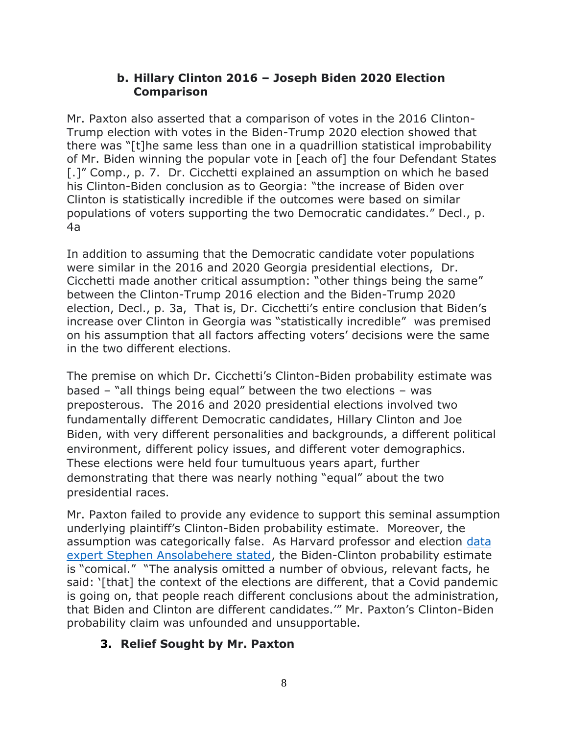### b. Hillary Clinton 2016 – Joseph Biden 2020 Election Comparison

Mr. Paxton also asserted that a comparison of votes in the 2016 Clinton-Trump election with votes in the Biden-Trump 2020 election showed that there was "[t]he same less than one in a quadrillion statistical improbability of Mr. Biden winning the popular vote in [each of] the four Defendant States [.]" Comp., p. 7. Dr. Cicchetti explained an assumption on which he based his Clinton-Biden conclusion as to Georgia: "the increase of Biden over Clinton is statistically incredible if the outcomes were based on similar populations of voters supporting the two Democratic candidates." Decl., p. 4a

In addition to assuming that the Democratic candidate voter populations were similar in the 2016 and 2020 Georgia presidential elections, Dr. Cicchetti made another critical assumption: "other things being the same" between the Clinton-Trump 2016 election and the Biden-Trump 2020 election, Decl., p. 3a, That is, Dr. Cicchetti's entire conclusion that Biden's increase over Clinton in Georgia was "statistically incredible" was premised on his assumption that all factors affecting voters' decisions were the same in the two different elections.

The premise on which Dr. Cicchetti's Clinton-Biden probability estimate was based – "all things being equal" between the two elections – was preposterous. The 2016 and 2020 presidential elections involved two fundamentally different Democratic candidates, Hillary Clinton and Joe Biden, with very different personalities and backgrounds, a different political environment, different policy issues, and different voter demographics. These elections were held four tumultuous years apart, further demonstrating that there was nearly nothing "equal" about the two presidential races.

Mr. Paxton failed to provide any evidence to support this seminal assumption underlying plaintiff's Clinton-Biden probability estimate. Moreover, the assumption was categorically false. As Harvard professor and election data expert Stephen Ansolabehere stated, the Biden-Clinton probability estimate is "comical." "The analysis omitted a number of obvious, relevant facts, he said: '[that] the context of the elections are different, that a Covid pandemic is going on, that people reach different conclusions about the administration, that Biden and Clinton are different candidates.'" Mr. Paxton's Clinton-Biden probability claim was unfounded and unsupportable.

## 3. Relief Sought by Mr. Paxton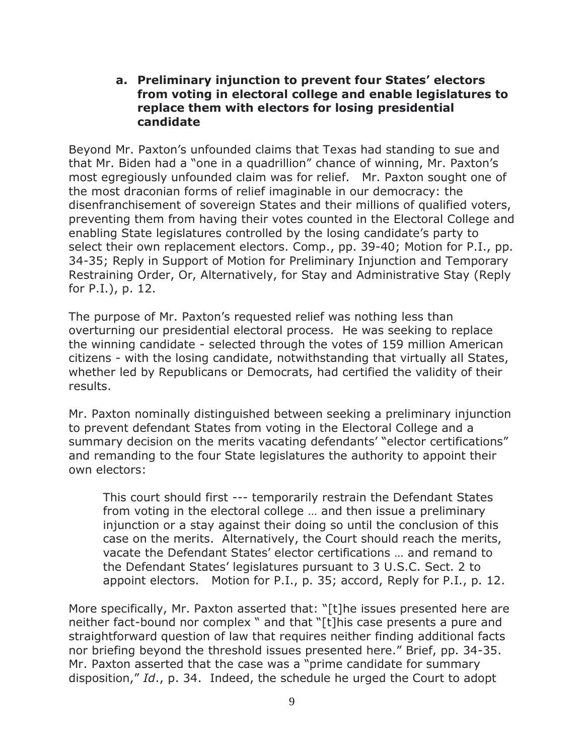### a. Preliminary injunction to prevent four States' electors from voting in electoral college and enable legislatures to replace them with electors for losing presidential candidate

Beyond Mr. Paxton's unfounded claims that Texas had standing to sue and that Mr. Biden had a "one in a quadrillion" chance of winning, Mr. Paxton's most egregiously unfounded claim was for relief. Mr. Paxton sought one of the most draconian forms of relief imaginable in our democracy: the disenfranchisement of sovereign States and their millions of qualified voters, preventing them from having their votes counted in the Electoral College and enabling State legislatures controlled by the losing candidate's party to select their own replacement electors. Comp., pp. 39-40; Motion for P.I., pp. 34-35; Reply in Support of Motion for Preliminary Injunction and Temporary Restraining Order, Or, Alternatively, for Stay and Administrative Stay (Reply for P.I.), p. 12.

The purpose of Mr. Paxton's requested relief was nothing less than overturning our presidential electoral process. He was seeking to replace the winning candidate - selected through the votes of 159 million American citizens - with the losing candidate, notwithstanding that virtually all States, whether led by Republicans or Democrats, had certified the validity of their results.

Mr. Paxton nominally distinguished between seeking a preliminary injunction to prevent defendant States from voting in the Electoral College and a summary decision on the merits vacating defendants' "elector certifications" and remanding to the four State legislatures the authority to appoint their own electors:

> This court should first --- temporarily restrain the Defendant States from voting in the electoral college … and then issue a preliminary injunction or a stay against their doing so until the conclusion of this case on the merits. Alternatively, the Court should reach the merits, vacate the Defendant States' elector certifications … and remand to the Defendant States' legislatures pursuant to 3 U.S.C. Sect. 2 to appoint electors. Motion for P.I., p. 35; accord, Reply for P.I., p. 12.

More specifically, Mr. Paxton asserted that: "[t]he issues presented here are neither fact-bound nor complex " and that "[t]his case presents a pure and straightforward question of law that requires neither finding additional facts nor briefing beyond the threshold issues presented here." Brief, pp. 34-35. Mr. Paxton asserted that the case was a "prime candidate for summary disposition," *Id*., p. 34. Indeed, the schedule he urged the Court to adopt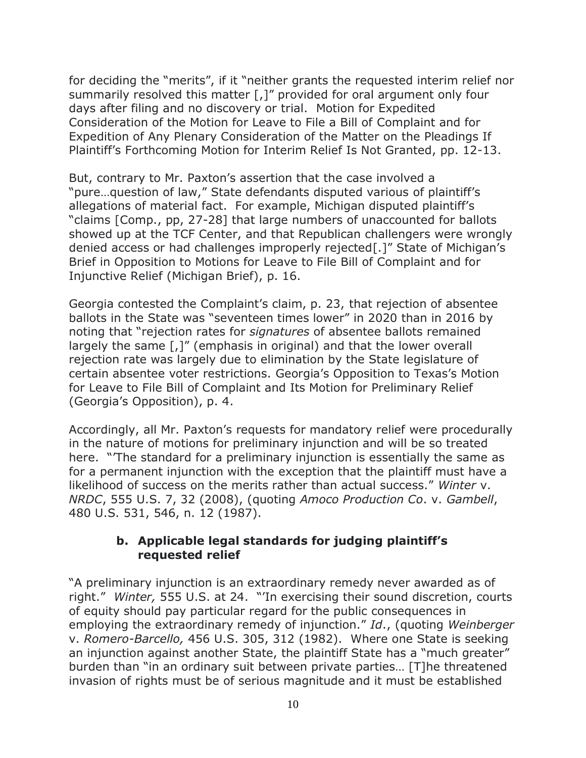for deciding the "merits", if it "neither grants the requested interim relief nor summarily resolved this matter [,]" provided for oral argument only four days after filing and no discovery or trial. Motion for Expedited Consideration of the Motion for Leave to File a Bill of Complaint and for Expedition of Any Plenary Consideration of the Matter on the Pleadings If Plaintiff's Forthcoming Motion for Interim Relief Is Not Granted, pp. 12-13.

But, contrary to Mr. Paxton's assertion that the case involved a "pure…question of law," State defendants disputed various of plaintiff's allegations of material fact. For example, Michigan disputed plaintiff's "claims [Comp., pp, 27-28] that large numbers of unaccounted for ballots showed up at the TCF Center, and that Republican challengers were wrongly denied access or had challenges improperly rejected[.]" State of Michigan's Brief in Opposition to Motions for Leave to File Bill of Complaint and for Injunctive Relief (Michigan Brief), p. 16.

Georgia contested the Complaint's claim, p. 23, that rejection of absentee ballots in the State was "seventeen times lower" in 2020 than in 2016 by noting that "rejection rates for *signatures* of absentee ballots remained largely the same [,]" (emphasis in original) and that the lower overall rejection rate was largely due to elimination by the State legislature of certain absentee voter restrictions. Georgia's Opposition to Texas's Motion for Leave to File Bill of Complaint and Its Motion for Preliminary Relief (Georgia's Opposition), p. 4.

Accordingly, all Mr. Paxton's requests for mandatory relief were procedurally in the nature of motions for preliminary injunction and will be so treated here. "'The standard for a preliminary injunction is essentially the same as for a permanent injunction with the exception that the plaintiff must have a likelihood of success on the merits rather than actual success." *Winter* v. *NRDC*, 555 U.S. 7, 32 (2008), (quoting *Amoco Production Co*. v. *Gambell*, 480 U.S. 531, 546, n. 12 (1987).

### b. Applicable legal standards for judging plaintiff's requested relief

"A preliminary injunction is an extraordinary remedy never awarded as of right." *Winter,* 555 U.S. at 24. "'In exercising their sound discretion, courts of equity should pay particular regard for the public consequences in employing the extraordinary remedy of injunction." *Id*., (quoting *Weinberger* v. *Romero-Barcello,* 456 U.S. 305, 312 (1982). Where one State is seeking an injunction against another State, the plaintiff State has a "much greater" burden than "in an ordinary suit between private parties… [T]he threatened invasion of rights must be of serious magnitude and it must be established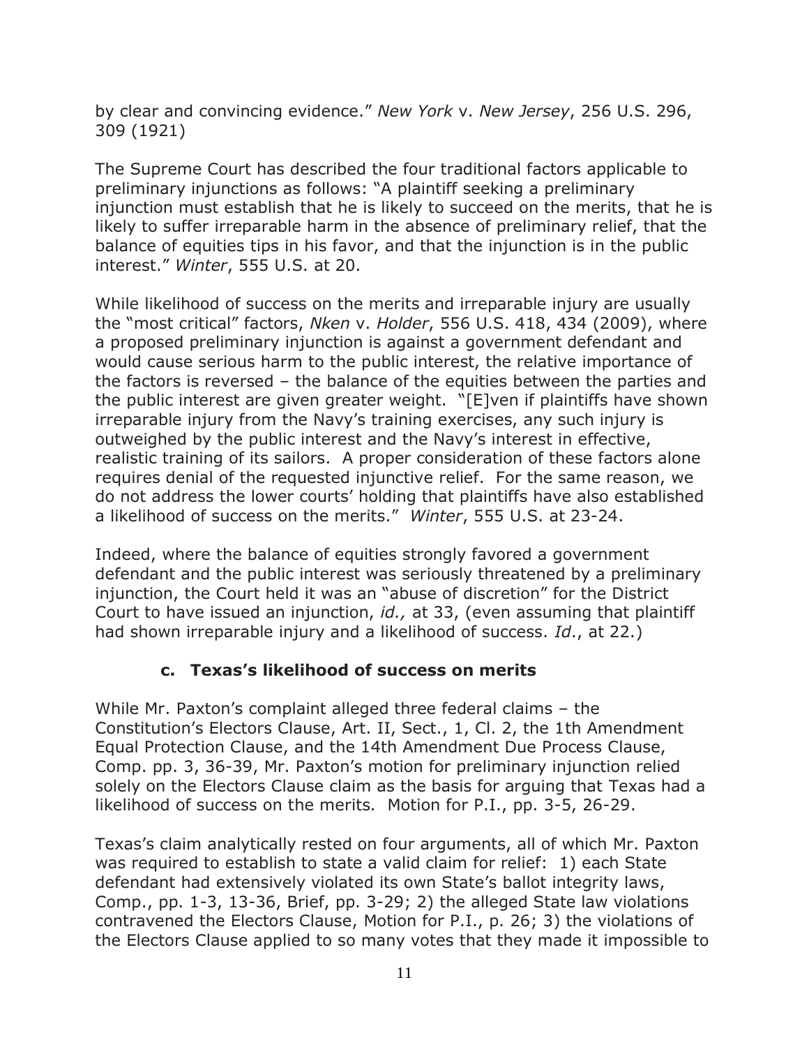by clear and convincing evidence." *New York* v. *New Jersey*, 256 U.S. 296, 309 (1921)

The Supreme Court has described the four traditional factors applicable to preliminary injunctions as follows: "A plaintiff seeking a preliminary injunction must establish that he is likely to succeed on the merits, that he is likely to suffer irreparable harm in the absence of preliminary relief, that the balance of equities tips in his favor, and that the injunction is in the public interest." *Winter*, 555 U.S. at 20.

While likelihood of success on the merits and irreparable injury are usually the "most critical" factors, *Nken* v. *Holder*, 556 U.S. 418, 434 (2009), where a proposed preliminary injunction is against a government defendant and would cause serious harm to the public interest, the relative importance of the factors is reversed – the balance of the equities between the parties and the public interest are given greater weight. "[E]ven if plaintiffs have shown irreparable injury from the Navy's training exercises, any such injury is outweighed by the public interest and the Navy's interest in effective, realistic training of its sailors. A proper consideration of these factors alone requires denial of the requested injunctive relief. For the same reason, we do not address the lower courts' holding that plaintiffs have also established a likelihood of success on the merits." *Winter*, 555 U.S. at 23-24.

Indeed, where the balance of equities strongly favored a government defendant and the public interest was seriously threatened by a preliminary injunction, the Court held it was an "abuse of discretion" for the District Court to have issued an injunction, *id.,* at 33, (even assuming that plaintiff had shown irreparable injury and a likelihood of success. *Id*., at 22.)

### c. Texas's likelihood of success on merits

While Mr. Paxton's complaint alleged three federal claims – the Constitution's Electors Clause, Art. II, Sect., 1, Cl. 2, the 1th Amendment Equal Protection Clause, and the 14th Amendment Due Process Clause, Comp. pp. 3, 36-39, Mr. Paxton's motion for preliminary injunction relied solely on the Electors Clause claim as the basis for arguing that Texas had a likelihood of success on the merits. Motion for P.I., pp. 3-5, 26-29.

Texas's claim analytically rested on four arguments, all of which Mr. Paxton was required to establish to state a valid claim for relief: 1) each State defendant had extensively violated its own State's ballot integrity laws, Comp., pp. 1-3, 13-36, Brief, pp. 3-29; 2) the alleged State law violations contravened the Electors Clause, Motion for P.I., p. 26; 3) the violations of the Electors Clause applied to so many votes that they made it impossible to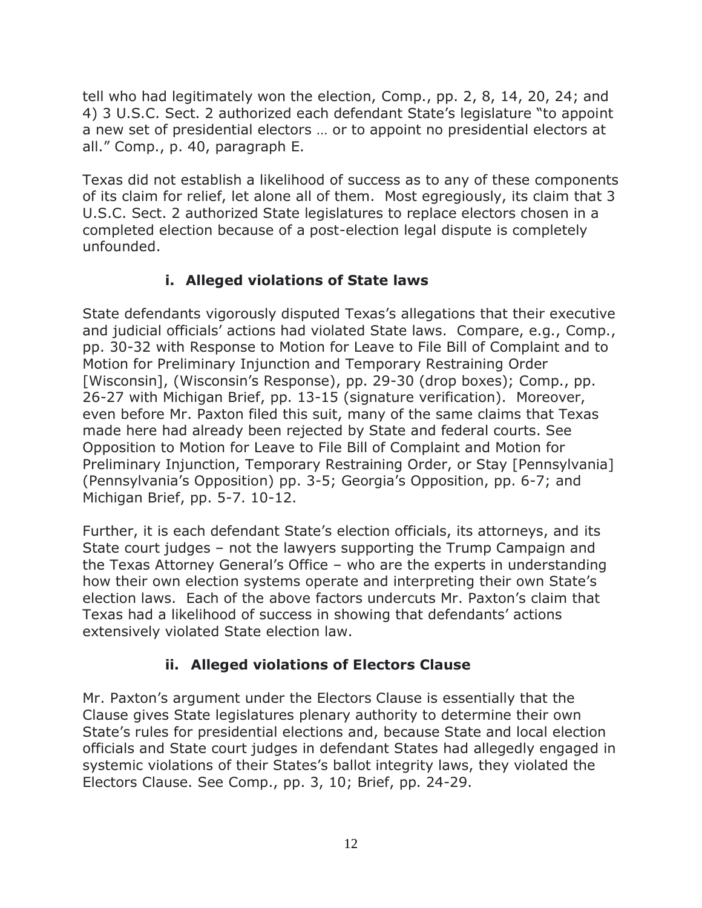tell who had legitimately won the election, Comp., pp. 2, 8, 14, 20, 24; and 4) 3 U.S.C. Sect. 2 authorized each defendant State's legislature "to appoint a new set of presidential electors … or to appoint no presidential electors at all." Comp., p. 40, paragraph E.

Texas did not establish a likelihood of success as to any of these components of its claim for relief, let alone all of them. Most egregiously, its claim that 3 U.S.C. Sect. 2 authorized State legislatures to replace electors chosen in a completed election because of a post-election legal dispute is completely unfounded.

### i. Alleged violations of State laws

State defendants vigorously disputed Texas's allegations that their executive and judicial officials' actions had violated State laws. Compare, e.g., Comp., pp. 30-32 with Response to Motion for Leave to File Bill of Complaint and to Motion for Preliminary Injunction and Temporary Restraining Order [Wisconsin], (Wisconsin's Response), pp. 29-30 (drop boxes); Comp., pp. 26-27 with Michigan Brief, pp. 13-15 (signature verification). Moreover, even before Mr. Paxton filed this suit, many of the same claims that Texas made here had already been rejected by State and federal courts. See Opposition to Motion for Leave to File Bill of Complaint and Motion for Preliminary Injunction, Temporary Restraining Order, or Stay [Pennsylvania] (Pennsylvania's Opposition) pp. 3-5; Georgia's Opposition, pp. 6-7; and Michigan Brief, pp. 5-7. 10-12.

Further, it is each defendant State's election officials, its attorneys, and its State court judges – not the lawyers supporting the Trump Campaign and the Texas Attorney General's Office – who are the experts in understanding how their own election systems operate and interpreting their own State's election laws. Each of the above factors undercuts Mr. Paxton's claim that Texas had a likelihood of success in showing that defendants' actions extensively violated State election law.

### ii. Alleged violations of Electors Clause

Mr. Paxton's argument under the Electors Clause is essentially that the Clause gives State legislatures plenary authority to determine their own State's rules for presidential elections and, because State and local election officials and State court judges in defendant States had allegedly engaged in systemic violations of their States's ballot integrity laws, they violated the Electors Clause. See Comp., pp. 3, 10; Brief, pp. 24-29.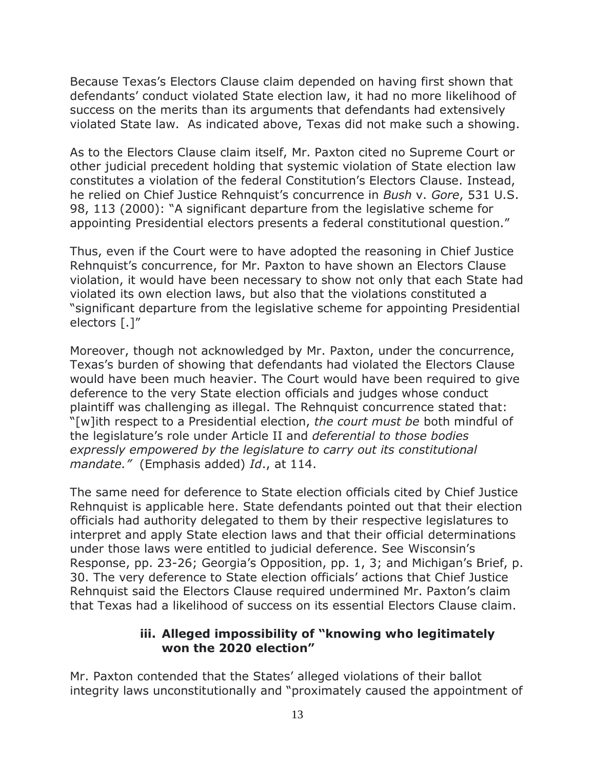Because Texas's Electors Clause claim depended on having first shown that defendants' conduct violated State election law, it had no more likelihood of success on the merits than its arguments that defendants had extensively violated State law. As indicated above, Texas did not make such a showing.

As to the Electors Clause claim itself, Mr. Paxton cited no Supreme Court or other judicial precedent holding that systemic violation of State election law constitutes a violation of the federal Constitution's Electors Clause. Instead, he relied on Chief Justice Rehnquist's concurrence in *Bush* v. *Gore*, 531 U.S. 98, 113 (2000): "A significant departure from the legislative scheme for appointing Presidential electors presents a federal constitutional question."

Thus, even if the Court were to have adopted the reasoning in Chief Justice Rehnquist's concurrence, for Mr. Paxton to have shown an Electors Clause violation, it would have been necessary to show not only that each State had violated its own election laws, but also that the violations constituted a "significant departure from the legislative scheme for appointing Presidential electors [.]"

Moreover, though not acknowledged by Mr. Paxton, under the concurrence, Texas's burden of showing that defendants had violated the Electors Clause would have been much heavier. The Court would have been required to give deference to the very State election officials and judges whose conduct plaintiff was challenging as illegal. The Rehnquist concurrence stated that: "[w]ith respect to a Presidential election, *the court must be* both mindful of the legislature's role under Article II and *deferential to those bodies expressly empowered by the legislature to carry out its constitutional mandate."* (Emphasis added) *Id*., at 114.

The same need for deference to State election officials cited by Chief Justice Rehnquist is applicable here. State defendants pointed out that their election officials had authority delegated to them by their respective legislatures to interpret and apply State election laws and that their official determinations under those laws were entitled to judicial deference. See Wisconsin's Response, pp. 23-26; Georgia's Opposition, pp. 1, 3; and Michigan's Brief, p. 30. The very deference to State election officials' actions that Chief Justice Rehnquist said the Electors Clause required undermined Mr. Paxton's claim that Texas had a likelihood of success on its essential Electors Clause claim.

#### iii. Alleged impossibility of "knowing who legitimately won the 2020 election"

Mr. Paxton contended that the States' alleged violations of their ballot integrity laws unconstitutionally and "proximately caused the appointment of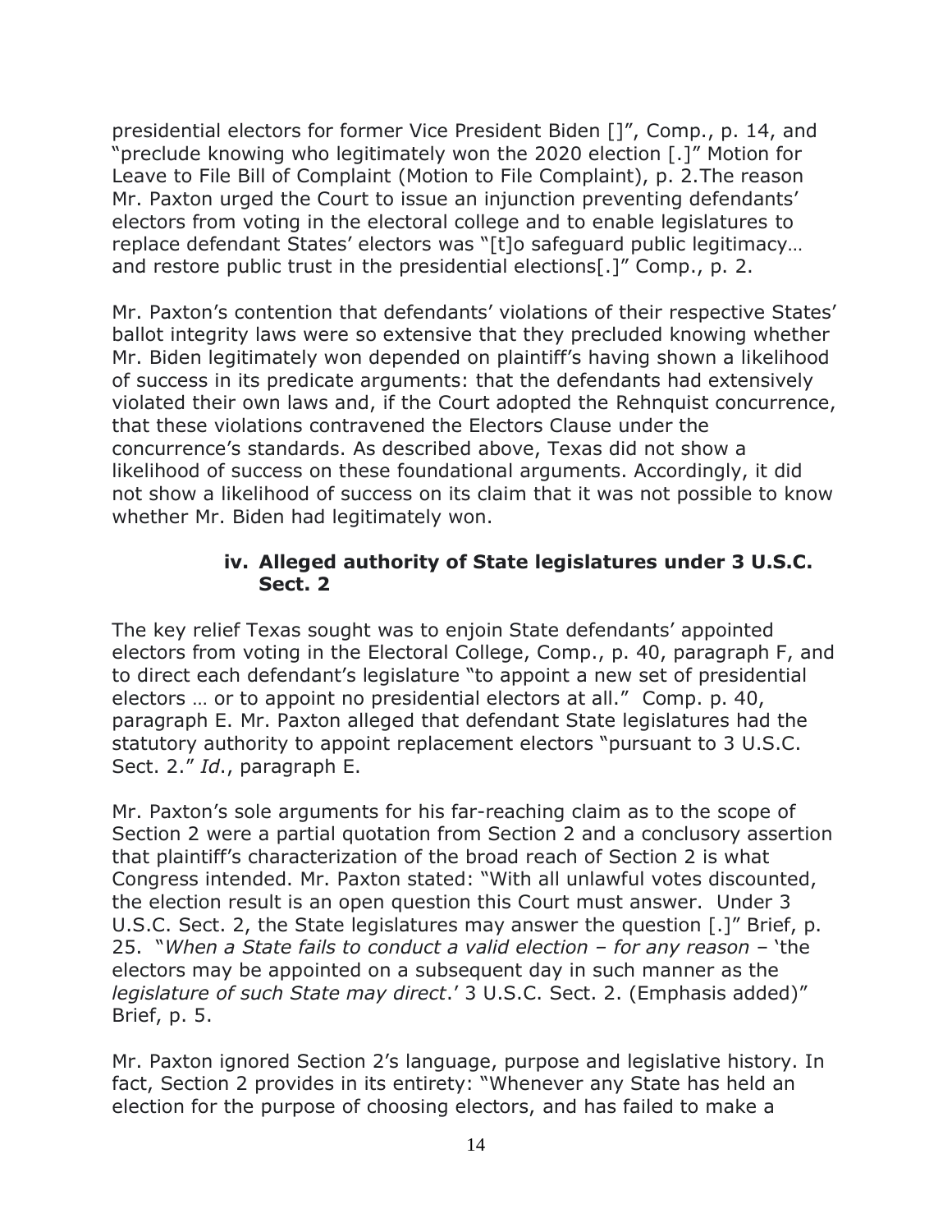presidential electors for former Vice President Biden []", Comp., p. 14, and "preclude knowing who legitimately won the 2020 election [.]" Motion for Leave to File Bill of Complaint (Motion to File Complaint), p. 2.The reason Mr. Paxton urged the Court to issue an injunction preventing defendants' electors from voting in the electoral college and to enable legislatures to replace defendant States' electors was "[t]o safeguard public legitimacy… and restore public trust in the presidential elections[.]" Comp., p. 2.

Mr. Paxton's contention that defendants' violations of their respective States' ballot integrity laws were so extensive that they precluded knowing whether Mr. Biden legitimately won depended on plaintiff's having shown a likelihood of success in its predicate arguments: that the defendants had extensively violated their own laws and, if the Court adopted the Rehnquist concurrence, that these violations contravened the Electors Clause under the concurrence's standards. As described above, Texas did not show a likelihood of success on these foundational arguments. Accordingly, it did not show a likelihood of success on its claim that it was not possible to know whether Mr. Biden had legitimately won.

#### iv. Alleged authority of State legislatures under 3 U.S.C. Sect. 2

The key relief Texas sought was to enjoin State defendants' appointed electors from voting in the Electoral College, Comp., p. 40, paragraph F, and to direct each defendant's legislature "to appoint a new set of presidential electors … or to appoint no presidential electors at all." Comp. p. 40, paragraph E. Mr. Paxton alleged that defendant State legislatures had the statutory authority to appoint replacement electors "pursuant to 3 U.S.C. Sect. 2." *Id*., paragraph E.

Mr. Paxton's sole arguments for his far-reaching claim as to the scope of Section 2 were a partial quotation from Section 2 and a conclusory assertion that plaintiff's characterization of the broad reach of Section 2 is what Congress intended. Mr. Paxton stated: "With all unlawful votes discounted, the election result is an open question this Court must answer. Under 3 U.S.C. Sect. 2, the State legislatures may answer the question [.]" Brief, p. 25. "*When a State fails to conduct a valid election – for any reason* – 'the electors may be appointed on a subsequent day in such manner as the *legislature of such State may direct*.' 3 U.S.C. Sect. 2. (Emphasis added)" Brief, p. 5.

Mr. Paxton ignored Section 2's language, purpose and legislative history. In fact, Section 2 provides in its entirety: "Whenever any State has held an election for the purpose of choosing electors, and has failed to make a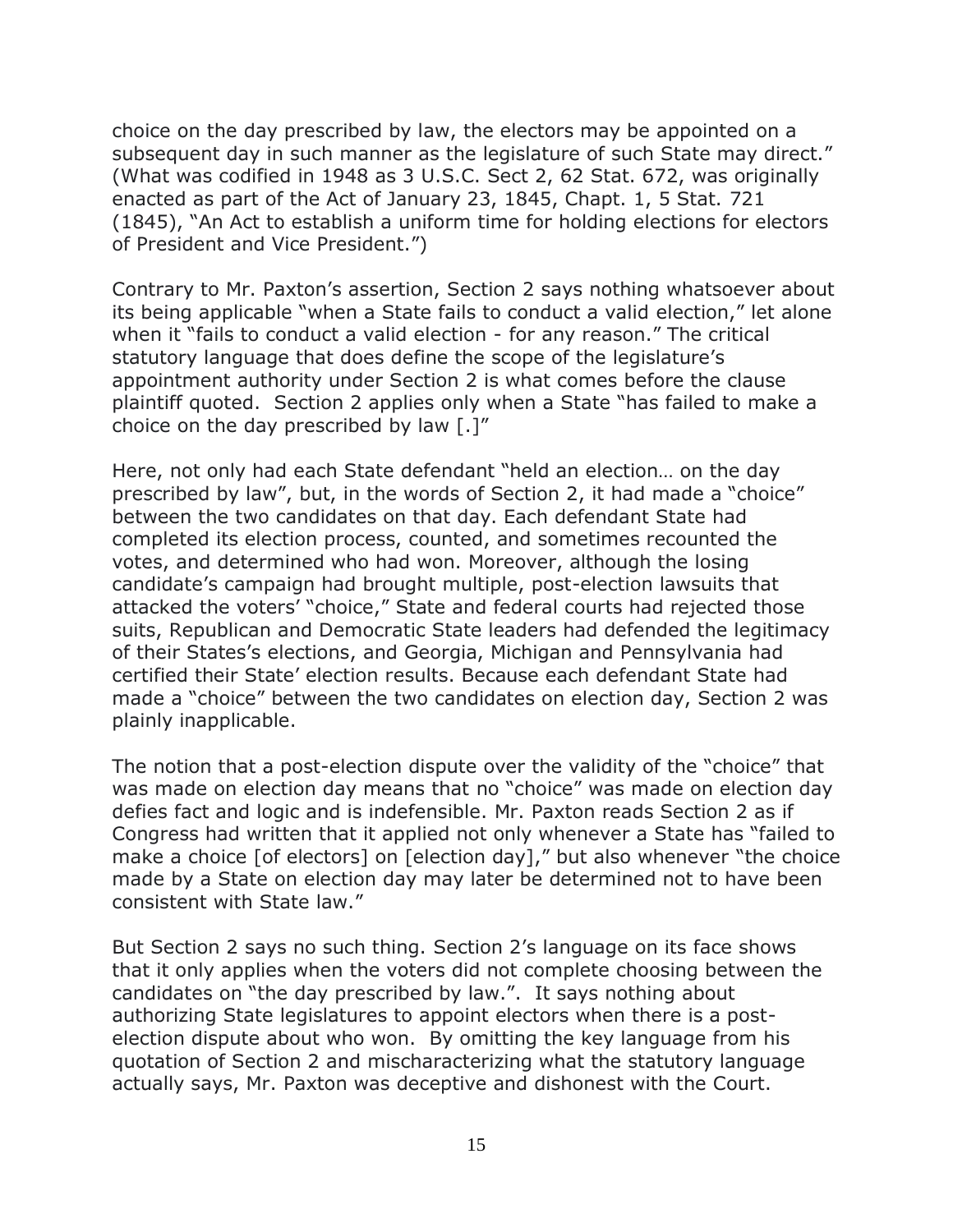choice on the day prescribed by law, the electors may be appointed on a subsequent day in such manner as the legislature of such State may direct." (What was codified in 1948 as 3 U.S.C. Sect 2, 62 Stat. 672, was originally enacted as part of the Act of January 23, 1845, Chapt. 1, 5 Stat. 721 (1845), "An Act to establish a uniform time for holding elections for electors of President and Vice President.")

Contrary to Mr. Paxton's assertion, Section 2 says nothing whatsoever about its being applicable "when a State fails to conduct a valid election," let alone when it "fails to conduct a valid election - for any reason." The critical statutory language that does define the scope of the legislature's appointment authority under Section 2 is what comes before the clause plaintiff quoted. Section 2 applies only when a State "has failed to make a choice on the day prescribed by law [.]"

Here, not only had each State defendant "held an election… on the day prescribed by law", but, in the words of Section 2, it had made a "choice" between the two candidates on that day. Each defendant State had completed its election process, counted, and sometimes recounted the votes, and determined who had won. Moreover, although the losing candidate's campaign had brought multiple, post-election lawsuits that attacked the voters' "choice," State and federal courts had rejected those suits, Republican and Democratic State leaders had defended the legitimacy of their States's elections, and Georgia, Michigan and Pennsylvania had certified their State' election results. Because each defendant State had made a "choice" between the two candidates on election day, Section 2 was plainly inapplicable.

The notion that a post-election dispute over the validity of the "choice" that was made on election day means that no "choice" was made on election day defies fact and logic and is indefensible. Mr. Paxton reads Section 2 as if Congress had written that it applied not only whenever a State has "failed to make a choice [of electors] on [election day]," but also whenever "the choice made by a State on election day may later be determined not to have been consistent with State law."

But Section 2 says no such thing. Section 2's language on its face shows that it only applies when the voters did not complete choosing between the candidates on "the day prescribed by law.". It says nothing about authorizing State legislatures to appoint electors when there is a post-election dispute about who won. By omitting the key language from his quotation of Section 2 and mischaracterizing what the statutory language actually says, Mr. Paxton was deceptive and dishonest with the Court.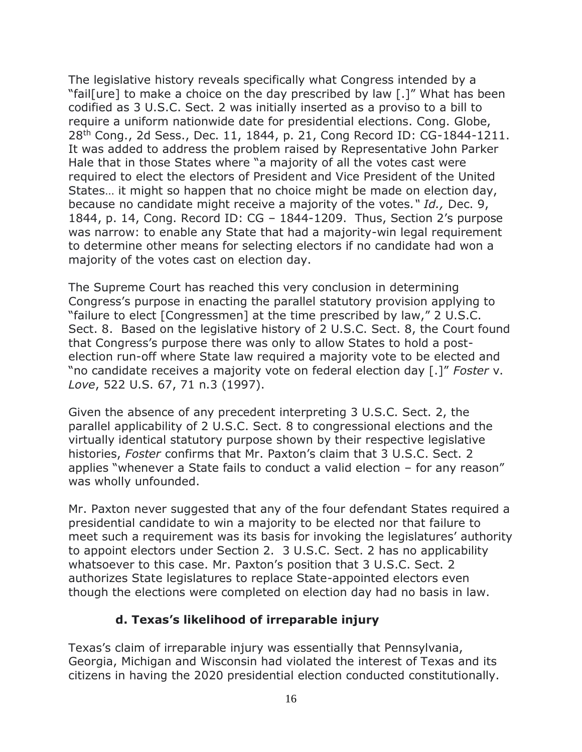The legislative history reveals specifically what Congress intended by a "fail[ure] to make a choice on the day prescribed by law [.]" What has been codified as 3 U.S.C. Sect. 2 was initially inserted as a proviso to a bill to require a uniform nationwide date for presidential elections. Cong. Globe, 28th Cong., 2d Sess., Dec. 11, 1844, p. 21, Cong Record ID: CG-1844-1211. It was added to address the problem raised by Representative John Parker Hale that in those States where "a majority of all the votes cast were required to elect the electors of President and Vice President of the United States… it might so happen that no choice might be made on election day, because no candidate might receive a majority of the votes." *Id.,* Dec. 9, 1844, p. 14, Cong. Record ID: CG – 1844-1209. Thus, Section 2's purpose was narrow: to enable any State that had a majority-win legal requirement to determine other means for selecting electors if no candidate had won a majority of the votes cast on election day.

The Supreme Court has reached this very conclusion in determining Congress's purpose in enacting the parallel statutory provision applying to "failure to elect [Congressmen] at the time prescribed by law," 2 U.S.C. Sect. 8. Based on the legislative history of 2 U.S.C. Sect. 8, the Court found that Congress's purpose there was only to allow States to hold a post-election run-off where State law required a majority vote to be elected and "no candidate receives a majority vote on federal election day [.]" *Foster* v. *Love*, 522 U.S. 67, 71 n.3 (1997).

Given the absence of any precedent interpreting 3 U.S.C. Sect. 2, the parallel applicability of 2 U.S.C. Sect. 8 to congressional elections and the virtually identical statutory purpose shown by their respective legislative histories, *Foster* confirms that Mr. Paxton's claim that 3 U.S.C. Sect. 2 applies "whenever a State fails to conduct a valid election – for any reason" was wholly unfounded.

Mr. Paxton never suggested that any of the four defendant States required a presidential candidate to win a majority to be elected nor that failure to meet such a requirement was its basis for invoking the legislatures' authority to appoint electors under Section 2. 3 U.S.C. Sect. 2 has no applicability whatsoever to this case. Mr. Paxton's position that 3 U.S.C. Sect. 2 authorizes State legislatures to replace State-appointed electors even though the elections were completed on election day had no basis in law.

#### d. Texas's likelihood of irreparable injury

Texas's claim of irreparable injury was essentially that Pennsylvania, Georgia, Michigan and Wisconsin had violated the interest of Texas and its citizens in having the 2020 presidential election conducted constitutionally.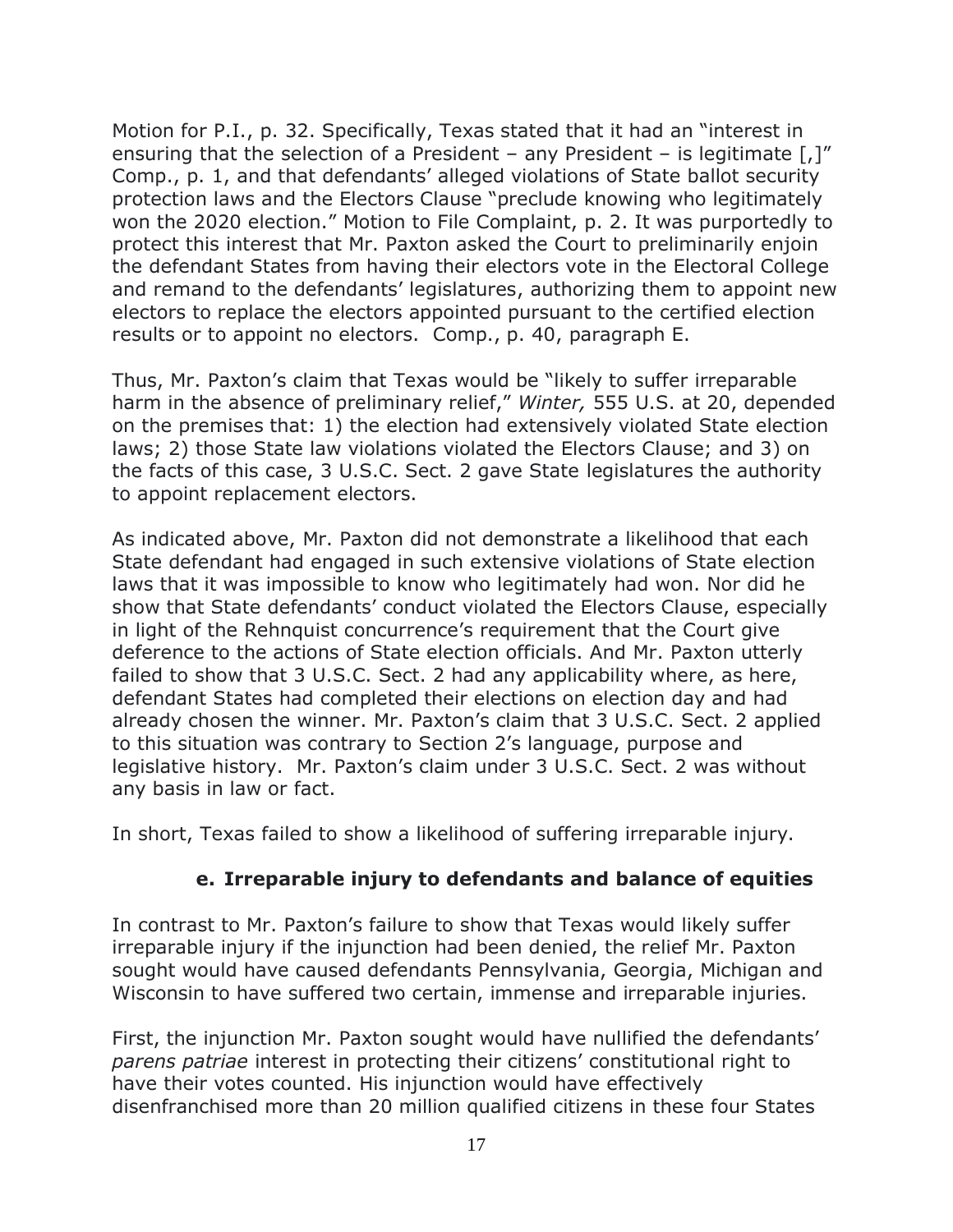Motion for P.I., p. 32. Specifically, Texas stated that it had an "interest in ensuring that the selection of a President – any President – is legitimate [,]" Comp., p. 1, and that defendants' alleged violations of State ballot security protection laws and the Electors Clause "preclude knowing who legitimately won the 2020 election." Motion to File Complaint, p. 2. It was purportedly to protect this interest that Mr. Paxton asked the Court to preliminarily enjoin the defendant States from having their electors vote in the Electoral College and remand to the defendants' legislatures, authorizing them to appoint new electors to replace the electors appointed pursuant to the certified election results or to appoint no electors. Comp., p. 40, paragraph E.

Thus, Mr. Paxton's claim that Texas would be "likely to suffer irreparable harm in the absence of preliminary relief," *Winter,* 555 U.S. at 20, depended on the premises that: 1) the election had extensively violated State election laws; 2) those State law violations violated the Electors Clause; and 3) on the facts of this case, 3 U.S.C. Sect. 2 gave State legislatures the authority to appoint replacement electors.

As indicated above, Mr. Paxton did not demonstrate a likelihood that each State defendant had engaged in such extensive violations of State election laws that it was impossible to know who legitimately had won. Nor did he show that State defendants' conduct violated the Electors Clause, especially in light of the Rehnquist concurrence's requirement that the Court give deference to the actions of State election officials. And Mr. Paxton utterly failed to show that 3 U.S.C. Sect. 2 had any applicability where, as here, defendant States had completed their elections on election day and had already chosen the winner. Mr. Paxton's claim that 3 U.S.C. Sect. 2 applied to this situation was contrary to Section 2's language, purpose and legislative history. Mr. Paxton's claim under 3 U.S.C. Sect. 2 was without any basis in law or fact.

In short, Texas failed to show a likelihood of suffering irreparable injury.

### e. Irreparable injury to defendants and balance of equities

In contrast to Mr. Paxton's failure to show that Texas would likely suffer irreparable injury if the injunction had been denied, the relief Mr. Paxton sought would have caused defendants Pennsylvania, Georgia, Michigan and Wisconsin to have suffered two certain, immense and irreparable injuries.

First, the injunction Mr. Paxton sought would have nullified the defendants' *parens patriae* interest in protecting their citizens' constitutional right to have their votes counted. His injunction would have effectively disenfranchised more than 20 million qualified citizens in these four States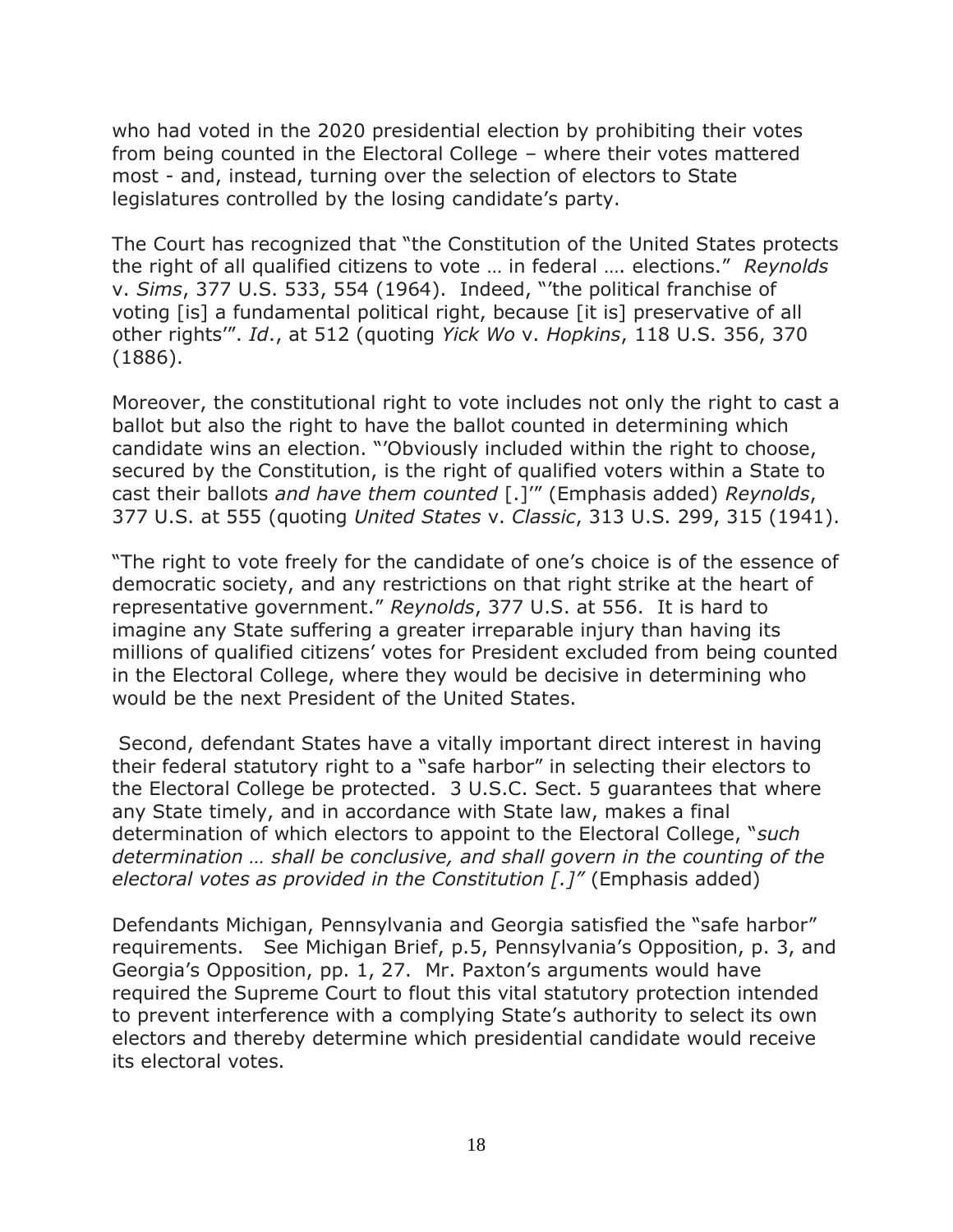who had voted in the 2020 presidential election by prohibiting their votes from being counted in the Electoral College – where their votes mattered most - and, instead, turning over the selection of electors to State legislatures controlled by the losing candidate's party.

The Court has recognized that "the Constitution of the United States protects the right of all qualified citizens to vote … in federal …. elections." *Reynolds* v. *Sims*, 377 U.S. 533, 554 (1964). Indeed, "'the political franchise of voting [is] a fundamental political right, because [it is] preservative of all other rights'". *Id*., at 512 (quoting *Yick Wo* v. *Hopkins*, 118 U.S. 356, 370 (1886).

Moreover, the constitutional right to vote includes not only the right to cast a ballot but also the right to have the ballot counted in determining which candidate wins an election. "'Obviously included within the right to choose, secured by the Constitution, is the right of qualified voters within a State to cast their ballots *and have them counted* [.]'" (Emphasis added) *Reynolds*, 377 U.S. at 555 (quoting *United States* v. *Classic*, 313 U.S. 299, 315 (1941).

"The right to vote freely for the candidate of one's choice is of the essence of democratic society, and any restrictions on that right strike at the heart of representative government." *Reynolds*, 377 U.S. at 556. It is hard to imagine any State suffering a greater irreparable injury than having its millions of qualified citizens' votes for President excluded from being counted in the Electoral College, where they would be decisive in determining who would be the next President of the United States.

Second, defendant States have a vitally important direct interest in having their federal statutory right to a "safe harbor" in selecting their electors to the Electoral College be protected. 3 U.S.C. Sect. 5 guarantees that where any State timely, and in accordance with State law, makes a final determination of which electors to appoint to the Electoral College, "*such determination … shall be conclusive, and shall govern in the counting of the electoral votes as provided in the Constitution [.]"* (Emphasis added)

Defendants Michigan, Pennsylvania and Georgia satisfied the "safe harbor" requirements. See Michigan Brief, p.5, Pennsylvania's Opposition, p. 3, and Georgia's Opposition, pp. 1, 27. Mr. Paxton's arguments would have required the Supreme Court to flout this vital statutory protection intended to prevent interference with a complying State's authority to select its own electors and thereby determine which presidential candidate would receive its electoral votes.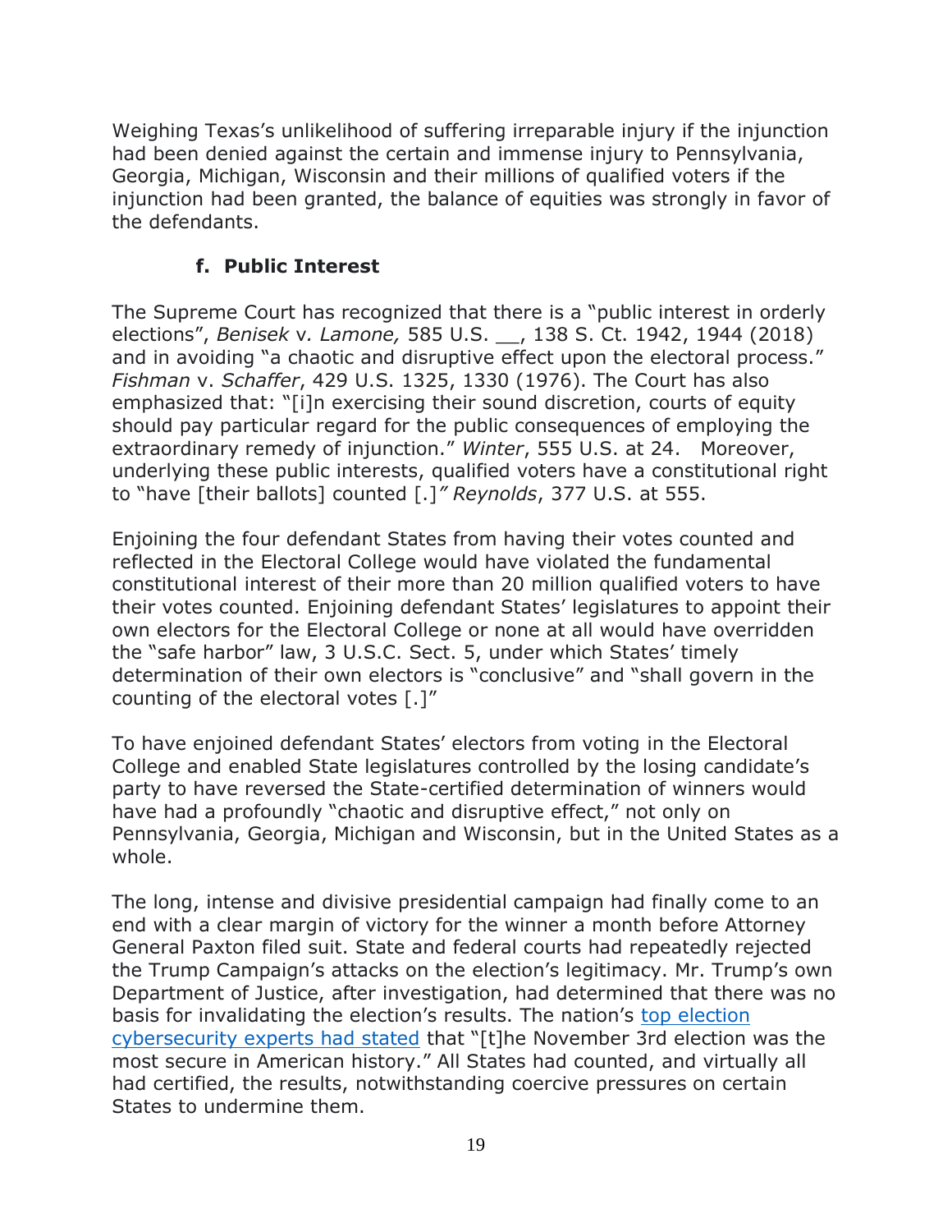Weighing Texas's unlikelihood of suffering irreparable injury if the injunction had been denied against the certain and immense injury to Pennsylvania, Georgia, Michigan, Wisconsin and their millions of qualified voters if the injunction had been granted, the balance of equities was strongly in favor of the defendants.

#### f. Public Interest

The Supreme Court has recognized that there is a "public interest in orderly elections", *Benisek* v. *Lamone,* 585 U.S. __, 138 S. Ct. 1942, 1944 (2018) and in avoiding "a chaotic and disruptive effect upon the electoral process." *Fishman* v. *Schaffer*, 429 U.S. 1325, 1330 (1976). The Court has also emphasized that: "[i]n exercising their sound discretion, courts of equity should pay particular regard for the public consequences of employing the extraordinary remedy of injunction." *Winter*, 555 U.S. at 24. Moreover, underlying these public interests, qualified voters have a constitutional right to "have [their ballots] counted [.]*" Reynolds*, 377 U.S. at 555.

Enjoining the four defendant States from having their votes counted and reflected in the Electoral College would have violated the fundamental constitutional interest of their more than 20 million qualified voters to have their votes counted. Enjoining defendant States' legislatures to appoint their own electors for the Electoral College or none at all would have overridden the "safe harbor" law, 3 U.S.C. Sect. 5, under which States' timely determination of their own electors is "conclusive" and "shall govern in the counting of the electoral votes [.]"

To have enjoined defendant States' electors from voting in the Electoral College and enabled State legislatures controlled by the losing candidate's party to have reversed the State-certified determination of winners would have had a profoundly "chaotic and disruptive effect," not only on Pennsylvania, Georgia, Michigan and Wisconsin, but in the United States as a whole.

The long, intense and divisive presidential campaign had finally come to an end with a clear margin of victory for the winner a month before Attorney General Paxton filed suit. State and federal courts had repeatedly rejected the Trump Campaign's attacks on the election's legitimacy. Mr. Trump's own Department of Justice, after investigation, had determined that there was no basis for invalidating the election's results. The nation's top election cybersecurity experts had stated that "[t]he November 3rd election was the most secure in American history." All States had counted, and virtually all had certified, the results, notwithstanding coercive pressures on certain States to undermine them.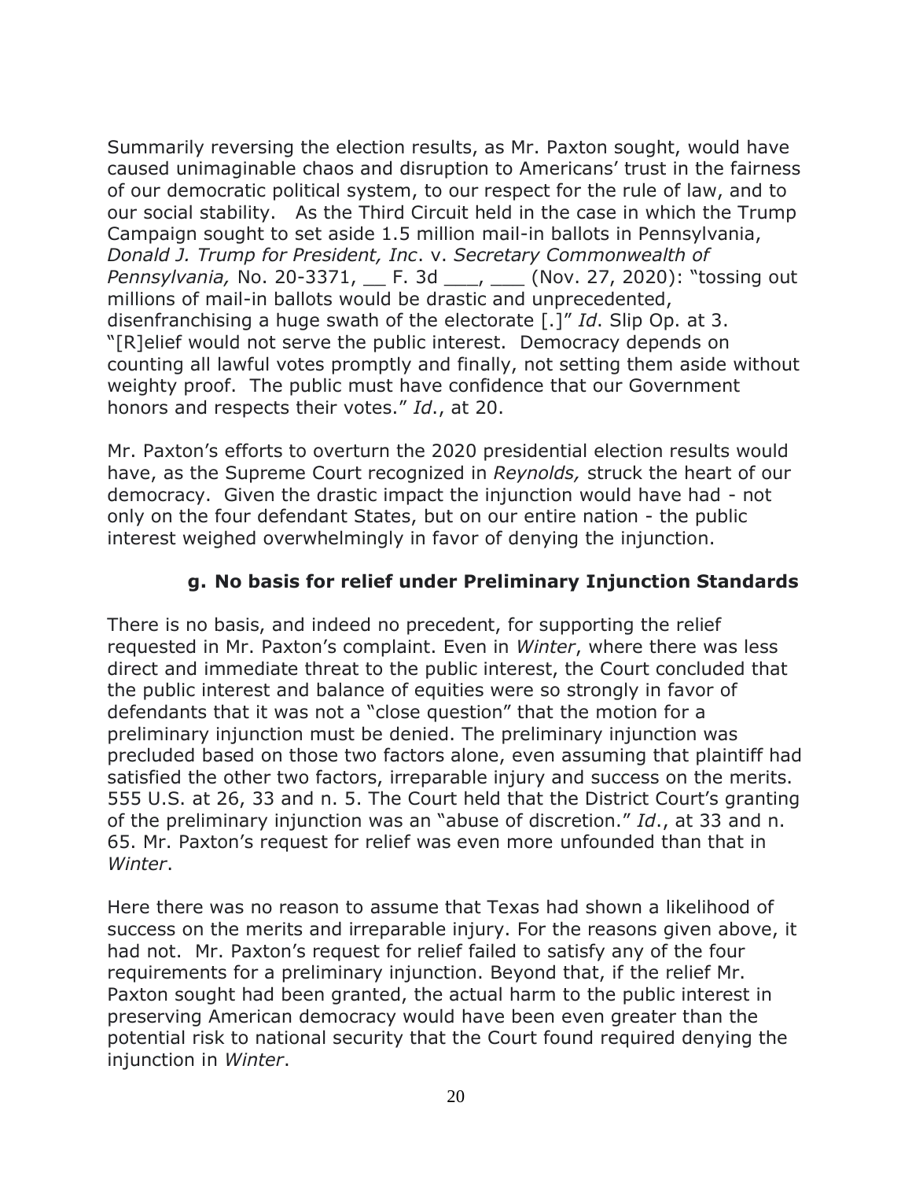Summarily reversing the election results, as Mr. Paxton sought, would have caused unimaginable chaos and disruption to Americans' trust in the fairness of our democratic political system, to our respect for the rule of law, and to our social stability. As the Third Circuit held in the case in which the Trump Campaign sought to set aside 1.5 million mail-in ballots in Pennsylvania, *Donald J. Trump for President, Inc*. v. *Secretary Commonwealth of Pennsylvania,* No. 20-3371, __ F. 3d ___, ___ (Nov. 27, 2020): "tossing out millions of mail-in ballots would be drastic and unprecedented, disenfranchising a huge swath of the electorate [.]" *Id*. Slip Op. at 3. "[R]elief would not serve the public interest. Democracy depends on counting all lawful votes promptly and finally, not setting them aside without weighty proof. The public must have confidence that our Government honors and respects their votes." *Id*., at 20.

Mr. Paxton's efforts to overturn the 2020 presidential election results would have, as the Supreme Court recognized in *Reynolds,* struck the heart of our democracy. Given the drastic impact the injunction would have had - not only on the four defendant States, but on our entire nation - the public interest weighed overwhelmingly in favor of denying the injunction.

### g. No basis for relief under Preliminary Injunction Standards

There is no basis, and indeed no precedent, for supporting the relief requested in Mr. Paxton's complaint. Even in *Winter*, where there was less direct and immediate threat to the public interest, the Court concluded that the public interest and balance of equities were so strongly in favor of defendants that it was not a "close question" that the motion for a preliminary injunction must be denied. The preliminary injunction was precluded based on those two factors alone, even assuming that plaintiff had satisfied the other two factors, irreparable injury and success on the merits. 555 U.S. at 26, 33 and n. 5. The Court held that the District Court's granting of the preliminary injunction was an "abuse of discretion." *Id*., at 33 and n. 65. Mr. Paxton's request for relief was even more unfounded than that in *Winter*.

Here there was no reason to assume that Texas had shown a likelihood of success on the merits and irreparable injury. For the reasons given above, it had not. Mr. Paxton's request for relief failed to satisfy any of the four requirements for a preliminary injunction. Beyond that, if the relief Mr. Paxton sought had been granted, the actual harm to the public interest in preserving American democracy would have been even greater than the potential risk to national security that the Court found required denying the injunction in *Winter*.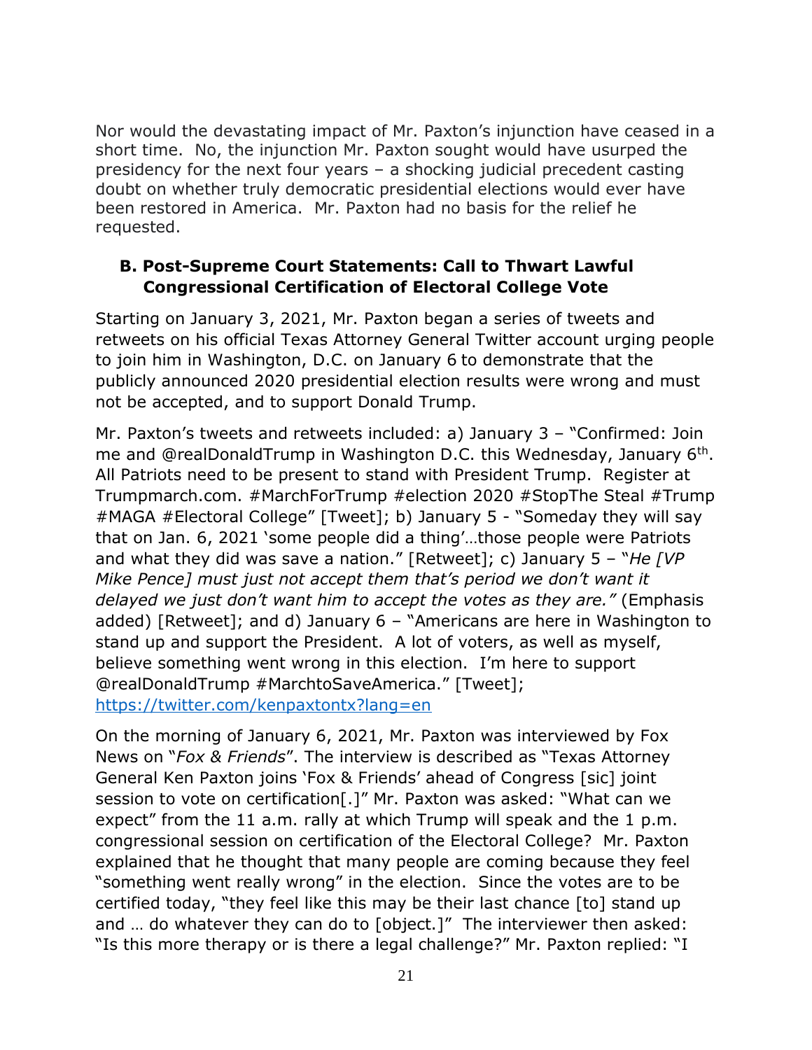Nor would the devastating impact of Mr. Paxton's injunction have ceased in a short time. No, the injunction Mr. Paxton sought would have usurped the presidency for the next four years – a shocking judicial precedent casting doubt on whether truly democratic presidential elections would ever have been restored in America. Mr. Paxton had no basis for the relief he requested.

### B. Post-Supreme Court Statements: Call to Thwart Lawful Congressional Certification of Electoral College Vote

Starting on January 3, 2021, Mr. Paxton began a series of tweets and retweets on his official Texas Attorney General Twitter account urging people to join him in Washington, D.C. on January 6 to demonstrate that the publicly announced 2020 presidential election results were wrong and must not be accepted, and to support Donald Trump.

Mr. Paxton's tweets and retweets included: a) January 3 – "Confirmed: Join me and @realDonaldTrump in Washington D.C. this Wednesday, January 6th. All Patriots need to be present to stand with President Trump. Register at Trumpmarch.com. #MarchForTrump #election 2020 #StopThe Steal #Trump #MAGA #Electoral College" [Tweet]; b) January 5 - "Someday they will say that on Jan. 6, 2021 'some people did a thing'…those people were Patriots and what they did was save a nation." [Retweet]; c) January 5 – "*He [VP Mike Pence] must just not accept them that's period we don't want it delayed we just don't want him to accept the votes as they are."* (Emphasis added) [Retweet]; and d) January 6 – "Americans are here in Washington to stand up and support the President. A lot of voters, as well as myself, believe something went wrong in this election. I'm here to support @realDonaldTrump #MarchtoSaveAmerica." [Tweet]; [https://twitter.com/kenpaxtontx?lang=en](https://twitter.com/kenpaxtontx?lang=en)

On the morning of January 6, 2021, Mr. Paxton was interviewed by Fox News on "*Fox & Friends*". The interview is described as "Texas Attorney General Ken Paxton joins 'Fox & Friends' ahead of Congress [sic] joint session to vote on certification[.]" Mr. Paxton was asked: "What can we expect" from the 11 a.m. rally at which Trump will speak and the 1 p.m. congressional session on certification of the Electoral College? Mr. Paxton explained that he thought that many people are coming because they feel "something went really wrong" in the election. Since the votes are to be certified today, "they feel like this may be their last chance [to] stand up and … do whatever they can do to [object.]" The interviewer then asked: "Is this more therapy or is there a legal challenge?" Mr. Paxton replied: "I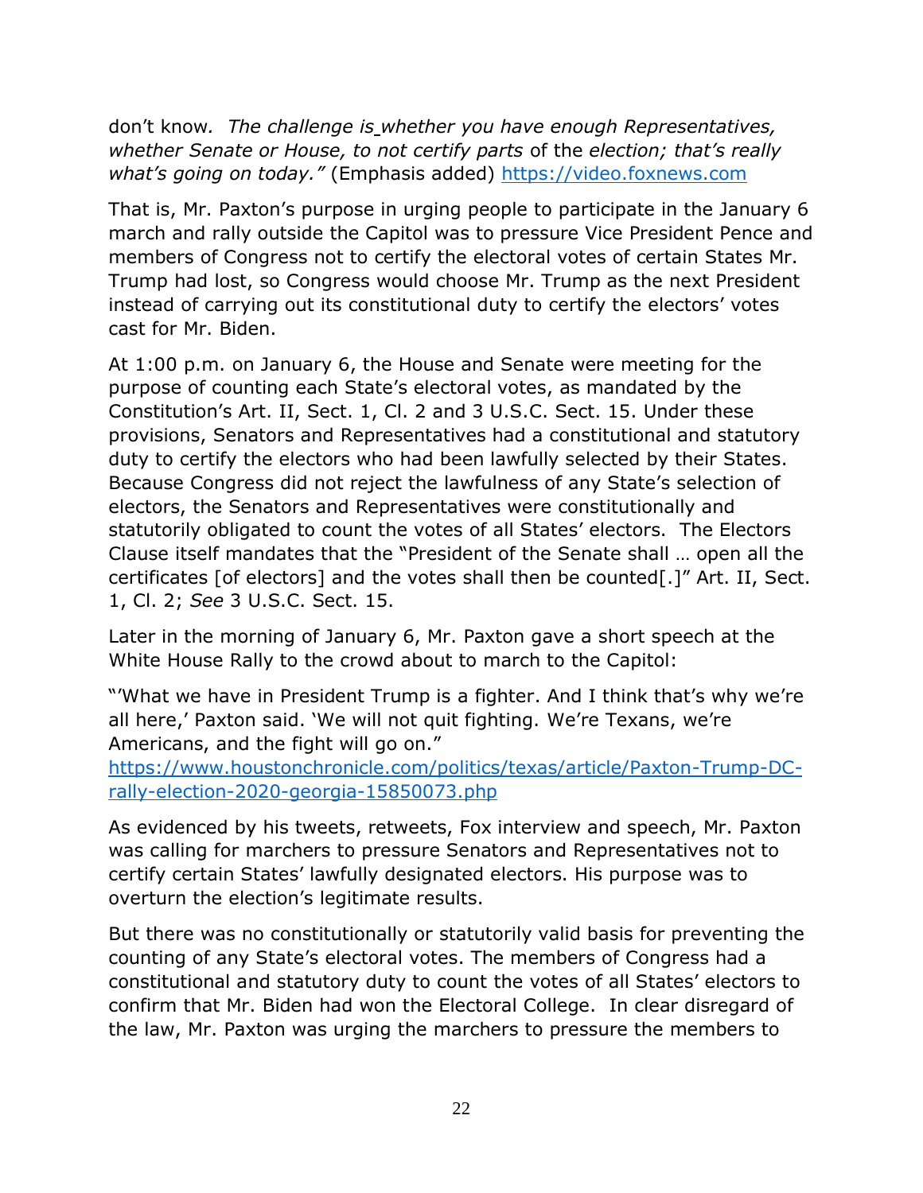don't know. *The challenge is whether you have enough Representatives, whether Senate or House, to not certify parts* of the *election; that's really what's going on today."* (Emphasis added) https://video.foxnews.com

That is, Mr. Paxton's purpose in urging people to participate in the January 6 march and rally outside the Capitol was to pressure Vice President Pence and members of Congress not to certify the electoral votes of certain States Mr. Trump had lost, so Congress would choose Mr. Trump as the next President instead of carrying out its constitutional duty to certify the electors' votes cast for Mr. Biden.

At 1:00 p.m. on January 6, the House and Senate were meeting for the purpose of counting each State's electoral votes, as mandated by the Constitution's Art. II, Sect. 1, Cl. 2 and 3 U.S.C. Sect. 15. Under these provisions, Senators and Representatives had a constitutional and statutory duty to certify the electors who had been lawfully selected by their States. Because Congress did not reject the lawfulness of any State's selection of electors, the Senators and Representatives were constitutionally and statutorily obligated to count the votes of all States' electors. The Electors Clause itself mandates that the "President of the Senate shall … open all the certificates [of electors] and the votes shall then be counted[.]" Art. II, Sect. 1, Cl. 2; *See* 3 U.S.C. Sect. 15.

Later in the morning of January 6, Mr. Paxton gave a short speech at the White House Rally to the crowd about to march to the Capitol:

"'What we have in President Trump is a fighter. And I think that's why we're all here,' Paxton said. 'We will not quit fighting. We're Texans, we're Americans, and the fight will go on."
https://www.houstonchronicle.com/politics/texas/article/Paxton-Trump-DC-rally-election-2020-georgia-15850073.php

As evidenced by his tweets, retweets, Fox interview and speech, Mr. Paxton was calling for marchers to pressure Senators and Representatives not to certify certain States' lawfully designated electors. His purpose was to overturn the election's legitimate results.

But there was no constitutionally or statutorily valid basis for preventing the counting of any State's electoral votes. The members of Congress had a constitutional and statutory duty to count the votes of all States' electors to confirm that Mr. Biden had won the Electoral College. In clear disregard of the law, Mr. Paxton was urging the marchers to pressure the members to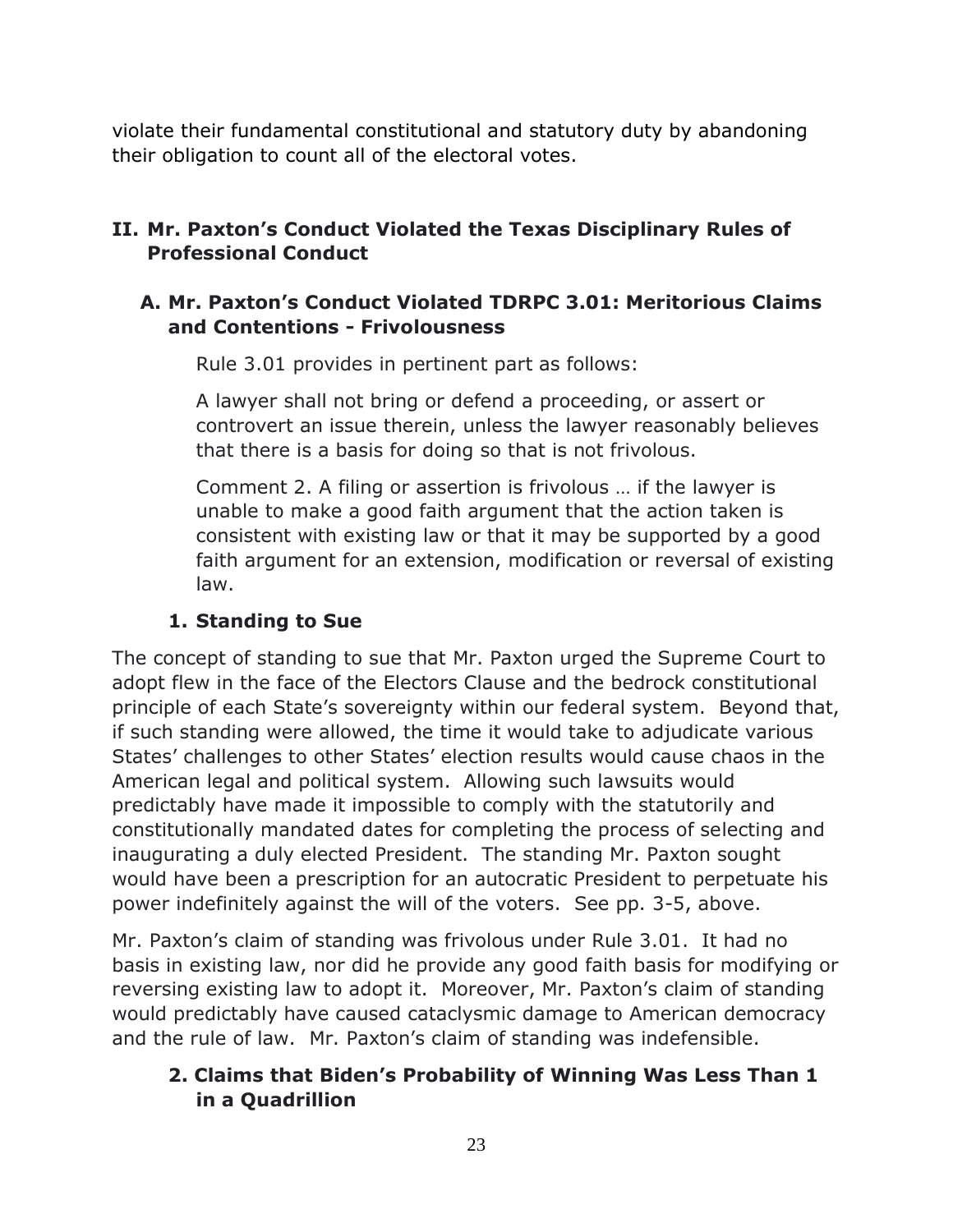violate their fundamental constitutional and statutory duty by abandoning their obligation to count all of the electoral votes.

## II. Mr. Paxton's Conduct Violated the Texas Disciplinary Rules of Professional Conduct

### A. Mr. Paxton's Conduct Violated TDRPC 3.01: Meritorious Claims and Contentions - Frivolousness

Rule 3.01 provides in pertinent part as follows:

> A lawyer shall not bring or defend a proceeding, or assert or controvert an issue therein, unless the lawyer reasonably believes that there is a basis for doing so that is not frivolous.
>
> Comment 2. A filing or assertion is frivolous … if the lawyer is unable to make a good faith argument that the action taken is consistent with existing law or that it may be supported by a good faith argument for an extension, modification or reversal of existing law.

#### 1. Standing to Sue

The concept of standing to sue that Mr. Paxton urged the Supreme Court to adopt flew in the face of the Electors Clause and the bedrock constitutional principle of each State's sovereignty within our federal system. Beyond that, if such standing were allowed, the time it would take to adjudicate various States' challenges to other States' election results would cause chaos in the American legal and political system. Allowing such lawsuits would predictably have made it impossible to comply with the statutorily and constitutionally mandated dates for completing the process of selecting and inaugurating a duly elected President. The standing Mr. Paxton sought would have been a prescription for an autocratic President to perpetuate his power indefinitely against the will of the voters. See pp. 3-5, above.

Mr. Paxton's claim of standing was frivolous under Rule 3.01. It had no basis in existing law, nor did he provide any good faith basis for modifying or reversing existing law to adopt it. Moreover, Mr. Paxton's claim of standing would predictably have caused cataclysmic damage to American democracy and the rule of law. Mr. Paxton's claim of standing was indefensible.

#### 2. Claims that Biden's Probability of Winning Was Less Than 1 in a Quadrillion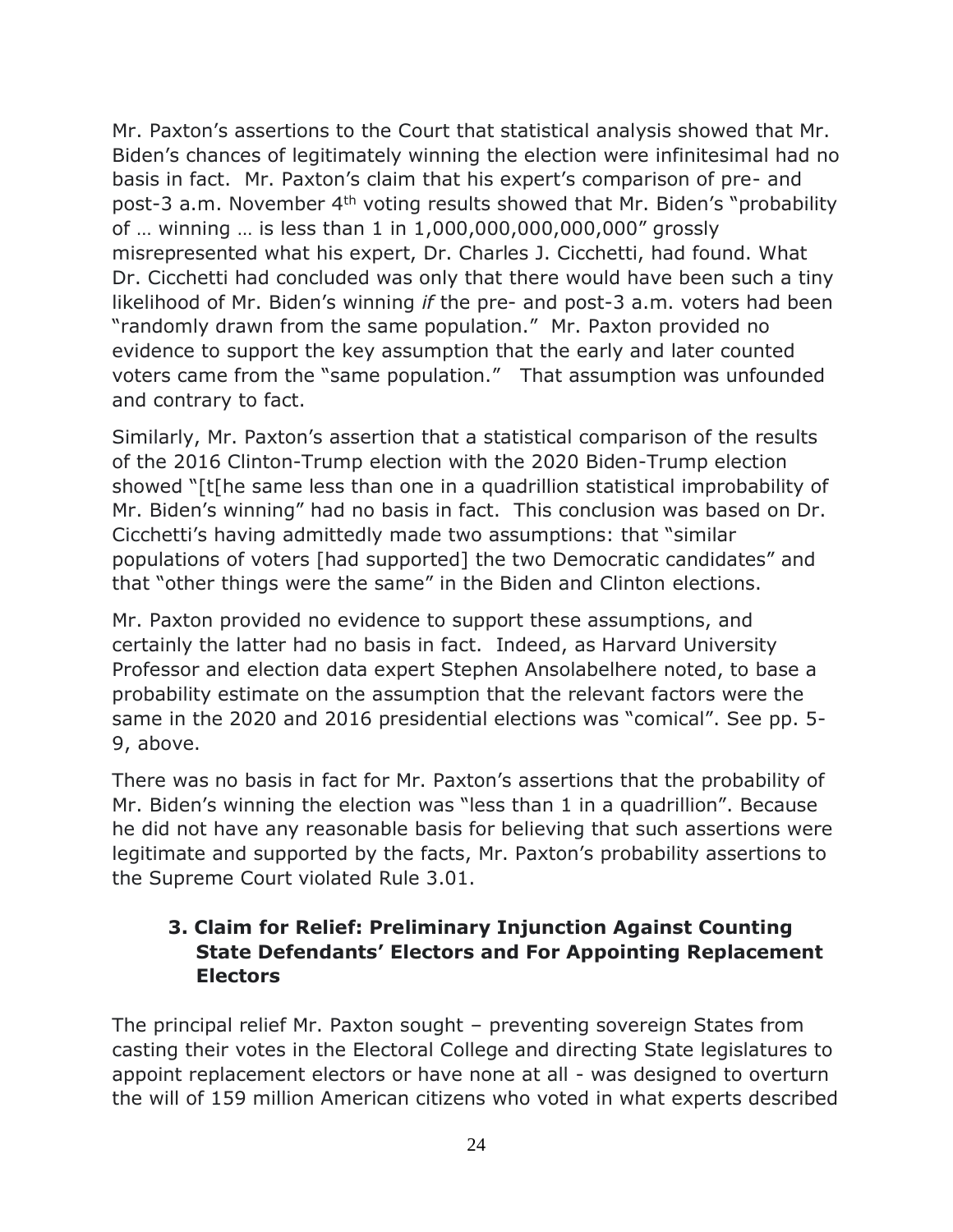Mr. Paxton's assertions to the Court that statistical analysis showed that Mr. Biden's chances of legitimately winning the election were infinitesimal had no basis in fact. Mr. Paxton's claim that his expert's comparison of pre- and post-3 a.m. November 4th voting results showed that Mr. Biden's "probability of … winning … is less than 1 in 1,000,000,000,000,000" grossly misrepresented what his expert, Dr. Charles J. Cicchetti, had found. What Dr. Cicchetti had concluded was only that there would have been such a tiny likelihood of Mr. Biden's winning *if* the pre- and post-3 a.m. voters had been "randomly drawn from the same population." Mr. Paxton provided no evidence to support the key assumption that the early and later counted voters came from the "same population." That assumption was unfounded and contrary to fact.

Similarly, Mr. Paxton's assertion that a statistical comparison of the results of the 2016 Clinton-Trump election with the 2020 Biden-Trump election showed "[t[he same less than one in a quadrillion statistical improbability of Mr. Biden's winning" had no basis in fact. This conclusion was based on Dr. Cicchetti's having admittedly made two assumptions: that "similar populations of voters [had supported] the two Democratic candidates" and that "other things were the same" in the Biden and Clinton elections.

Mr. Paxton provided no evidence to support these assumptions, and certainly the latter had no basis in fact. Indeed, as Harvard University Professor and election data expert Stephen Ansolabelhere noted, to base a probability estimate on the assumption that the relevant factors were the same in the 2020 and 2016 presidential elections was "comical". See pp. 5-9, above.

There was no basis in fact for Mr. Paxton's assertions that the probability of Mr. Biden's winning the election was "less than 1 in a quadrillion". Because he did not have any reasonable basis for believing that such assertions were legitimate and supported by the facts, Mr. Paxton's probability assertions to the Supreme Court violated Rule 3.01.

### 3. Claim for Relief: Preliminary Injunction Against Counting State Defendants' Electors and For Appointing Replacement Electors

The principal relief Mr. Paxton sought – preventing sovereign States from casting their votes in the Electoral College and directing State legislatures to appoint replacement electors or have none at all - was designed to overturn the will of 159 million American citizens who voted in what experts described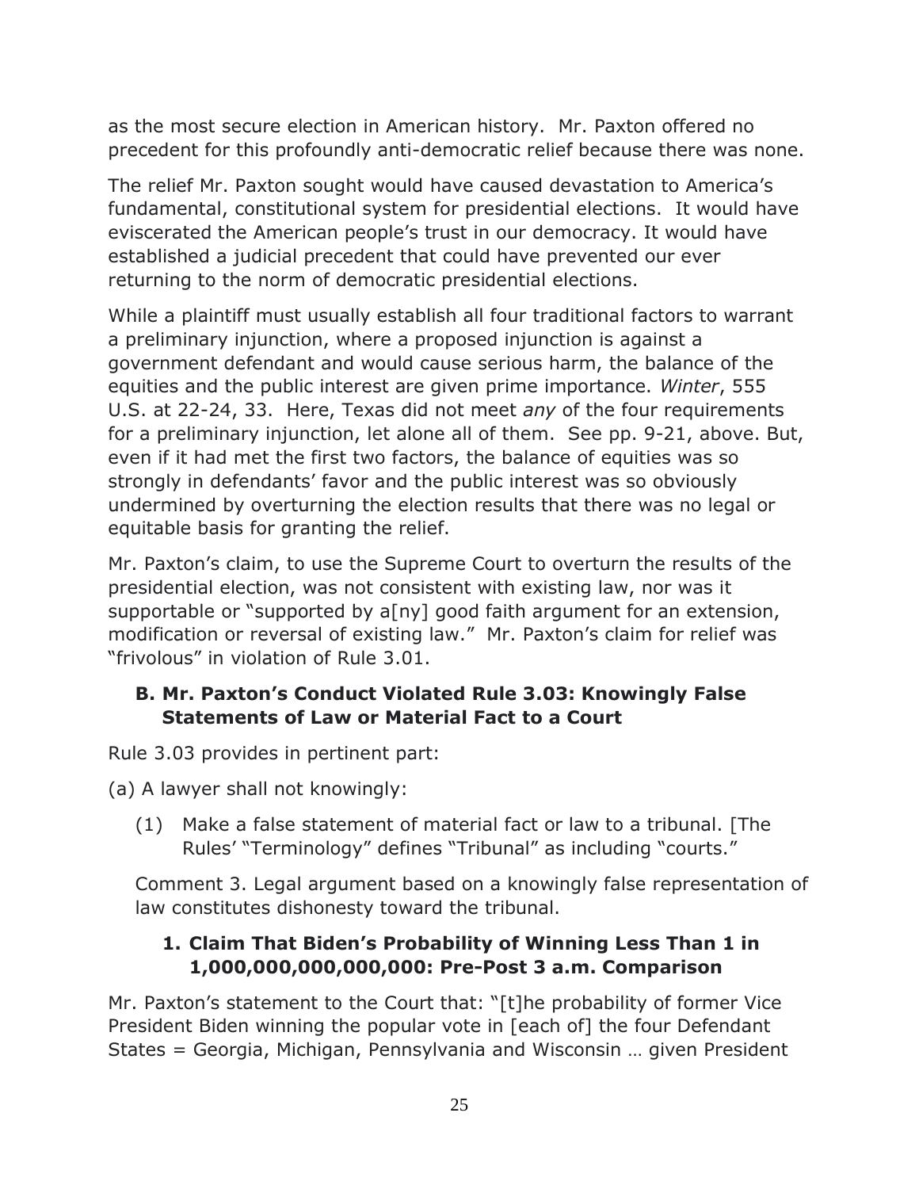as the most secure election in American history. Mr. Paxton offered no precedent for this profoundly anti-democratic relief because there was none.

The relief Mr. Paxton sought would have caused devastation to America's fundamental, constitutional system for presidential elections. It would have eviscerated the American people's trust in our democracy. It would have established a judicial precedent that could have prevented our ever returning to the norm of democratic presidential elections.

While a plaintiff must usually establish all four traditional factors to warrant a preliminary injunction, where a proposed injunction is against a government defendant and would cause serious harm, the balance of the equities and the public interest are given prime importance. *Winter*, 555 U.S. at 22-24, 33. Here, Texas did not meet *any* of the four requirements for a preliminary injunction, let alone all of them. See pp. 9-21, above. But, even if it had met the first two factors, the balance of equities was so strongly in defendants' favor and the public interest was so obviously undermined by overturning the election results that there was no legal or equitable basis for granting the relief.

Mr. Paxton's claim, to use the Supreme Court to overturn the results of the presidential election, was not consistent with existing law, nor was it supportable or "supported by a[ny] good faith argument for an extension, modification or reversal of existing law." Mr. Paxton's claim for relief was "frivolous" in violation of Rule 3.01.

### B. Mr. Paxton's Conduct Violated Rule 3.03: Knowingly False Statements of Law or Material Fact to a Court

Rule 3.03 provides in pertinent part:

(a) A lawyer shall not knowingly:

> (1) Make a false statement of material fact or law to a tribunal. [The Rules' "Terminology" defines "Tribunal" as including "courts."
>
> Comment 3. Legal argument based on a knowingly false representation of law constitutes dishonesty toward the tribunal.

#### 1. Claim That Biden's Probability of Winning Less Than 1 in 1,000,000,000,000,000: Pre-Post 3 a.m. Comparison

Mr. Paxton's statement to the Court that: "[t]he probability of former Vice President Biden winning the popular vote in [each of] the four Defendant States = Georgia, Michigan, Pennsylvania and Wisconsin … given President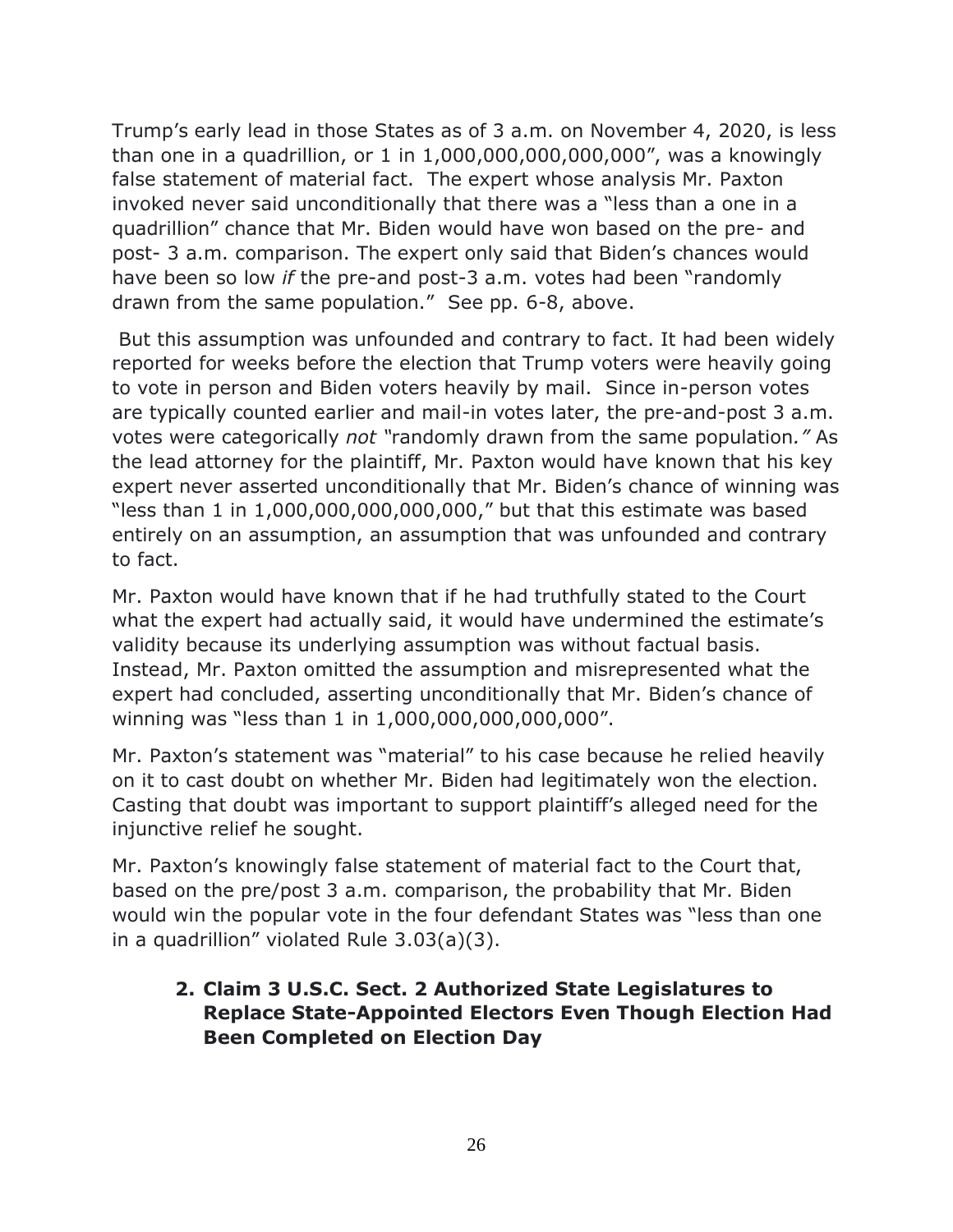Trump's early lead in those States as of 3 a.m. on November 4, 2020, is less than one in a quadrillion, or 1 in 1,000,000,000,000,000", was a knowingly false statement of material fact. The expert whose analysis Mr. Paxton invoked never said unconditionally that there was a "less than a one in a quadrillion" chance that Mr. Biden would have won based on the pre- and post- 3 a.m. comparison. The expert only said that Biden's chances would have been so low *if* the pre-and post-3 a.m. votes had been "randomly drawn from the same population." See pp. 6-8, above.

But this assumption was unfounded and contrary to fact. It had been widely reported for weeks before the election that Trump voters were heavily going to vote in person and Biden voters heavily by mail. Since in-person votes are typically counted earlier and mail-in votes later, the pre-and-post 3 a.m. votes were categorically *not* "randomly drawn from the same population*."* As the lead attorney for the plaintiff, Mr. Paxton would have known that his key expert never asserted unconditionally that Mr. Biden's chance of winning was "less than 1 in 1,000,000,000,000,000," but that this estimate was based entirely on an assumption, an assumption that was unfounded and contrary to fact.

Mr. Paxton would have known that if he had truthfully stated to the Court what the expert had actually said, it would have undermined the estimate's validity because its underlying assumption was without factual basis. Instead, Mr. Paxton omitted the assumption and misrepresented what the expert had concluded, asserting unconditionally that Mr. Biden's chance of winning was "less than 1 in 1,000,000,000,000,000".

Mr. Paxton's statement was "material" to his case because he relied heavily on it to cast doubt on whether Mr. Biden had legitimately won the election. Casting that doubt was important to support plaintiff's alleged need for the injunctive relief he sought.

Mr. Paxton's knowingly false statement of material fact to the Court that, based on the pre/post 3 a.m. comparison, the probability that Mr. Biden would win the popular vote in the four defendant States was "less than one in a quadrillion" violated Rule 3.03(a)(3).

### 2. Claim 3 U.S.C. Sect. 2 Authorized State Legislatures to Replace State-Appointed Electors Even Though Election Had Been Completed on Election Day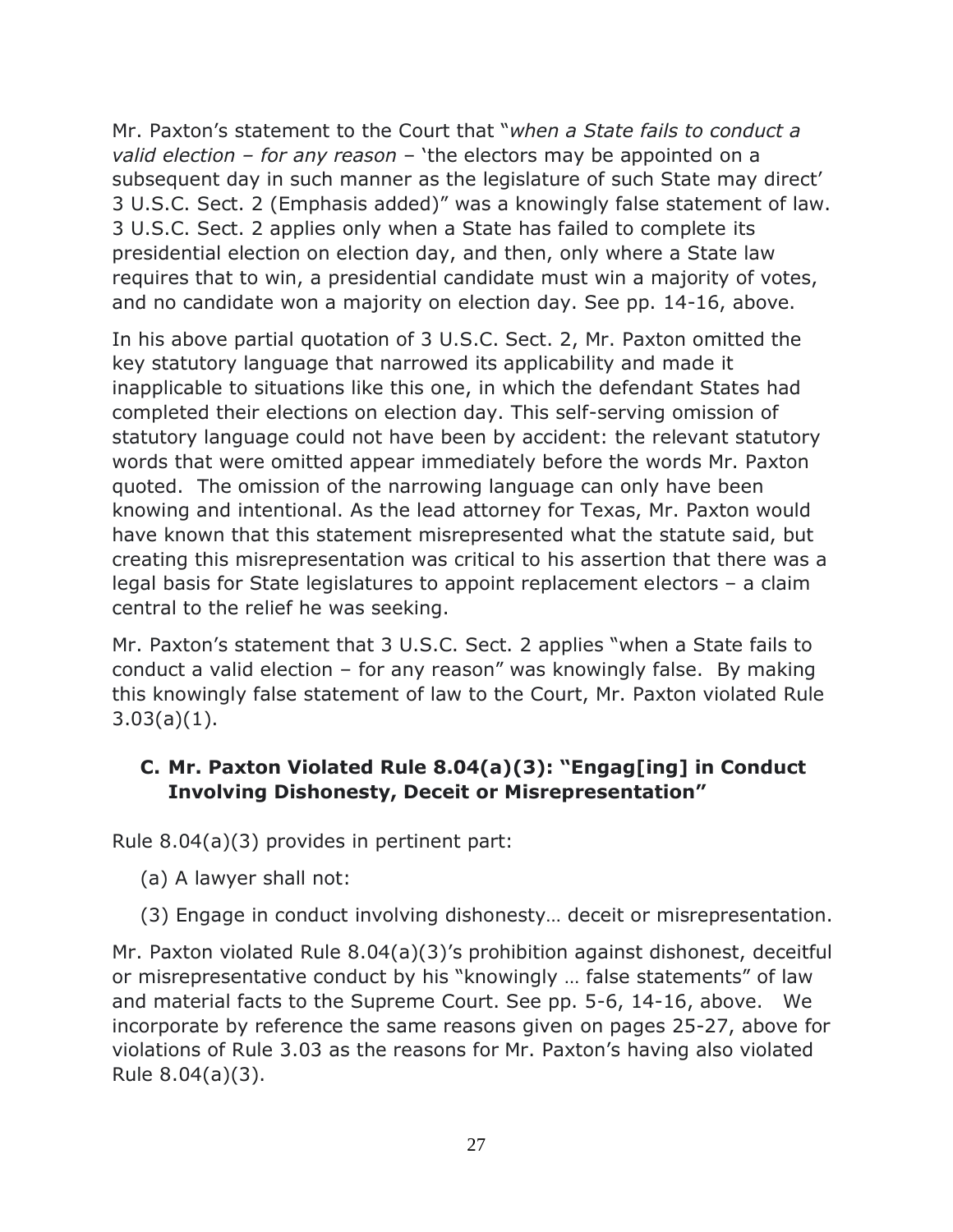Mr. Paxton's statement to the Court that "*when a State fails to conduct a valid election – for any reason* – 'the electors may be appointed on a subsequent day in such manner as the legislature of such State may direct' 3 U.S.C. Sect. 2 (Emphasis added)" was a knowingly false statement of law. 3 U.S.C. Sect. 2 applies only when a State has failed to complete its presidential election on election day, and then, only where a State law requires that to win, a presidential candidate must win a majority of votes, and no candidate won a majority on election day. See pp. 14-16, above.

In his above partial quotation of 3 U.S.C. Sect. 2, Mr. Paxton omitted the key statutory language that narrowed its applicability and made it inapplicable to situations like this one, in which the defendant States had completed their elections on election day. This self-serving omission of statutory language could not have been by accident: the relevant statutory words that were omitted appear immediately before the words Mr. Paxton quoted. The omission of the narrowing language can only have been knowing and intentional. As the lead attorney for Texas, Mr. Paxton would have known that this statement misrepresented what the statute said, but creating this misrepresentation was critical to his assertion that there was a legal basis for State legislatures to appoint replacement electors – a claim central to the relief he was seeking.

Mr. Paxton's statement that 3 U.S.C. Sect. 2 applies "when a State fails to conduct a valid election – for any reason" was knowingly false. By making this knowingly false statement of law to the Court, Mr. Paxton violated Rule 3.03(a)(1).

### C. Mr. Paxton Violated Rule 8.04(a)(3): "Engag[ing] in Conduct Involving Dishonesty, Deceit or Misrepresentation"

Rule 8.04(a)(3) provides in pertinent part:

(a) A lawyer shall not:

(3) Engage in conduct involving dishonesty… deceit or misrepresentation.

Mr. Paxton violated Rule 8.04(a)(3)'s prohibition against dishonest, deceitful or misrepresentative conduct by his "knowingly … false statements" of law and material facts to the Supreme Court. See pp. 5-6, 14-16, above. We incorporate by reference the same reasons given on pages 25-27, above for violations of Rule 3.03 as the reasons for Mr. Paxton's having also violated Rule 8.04(a)(3).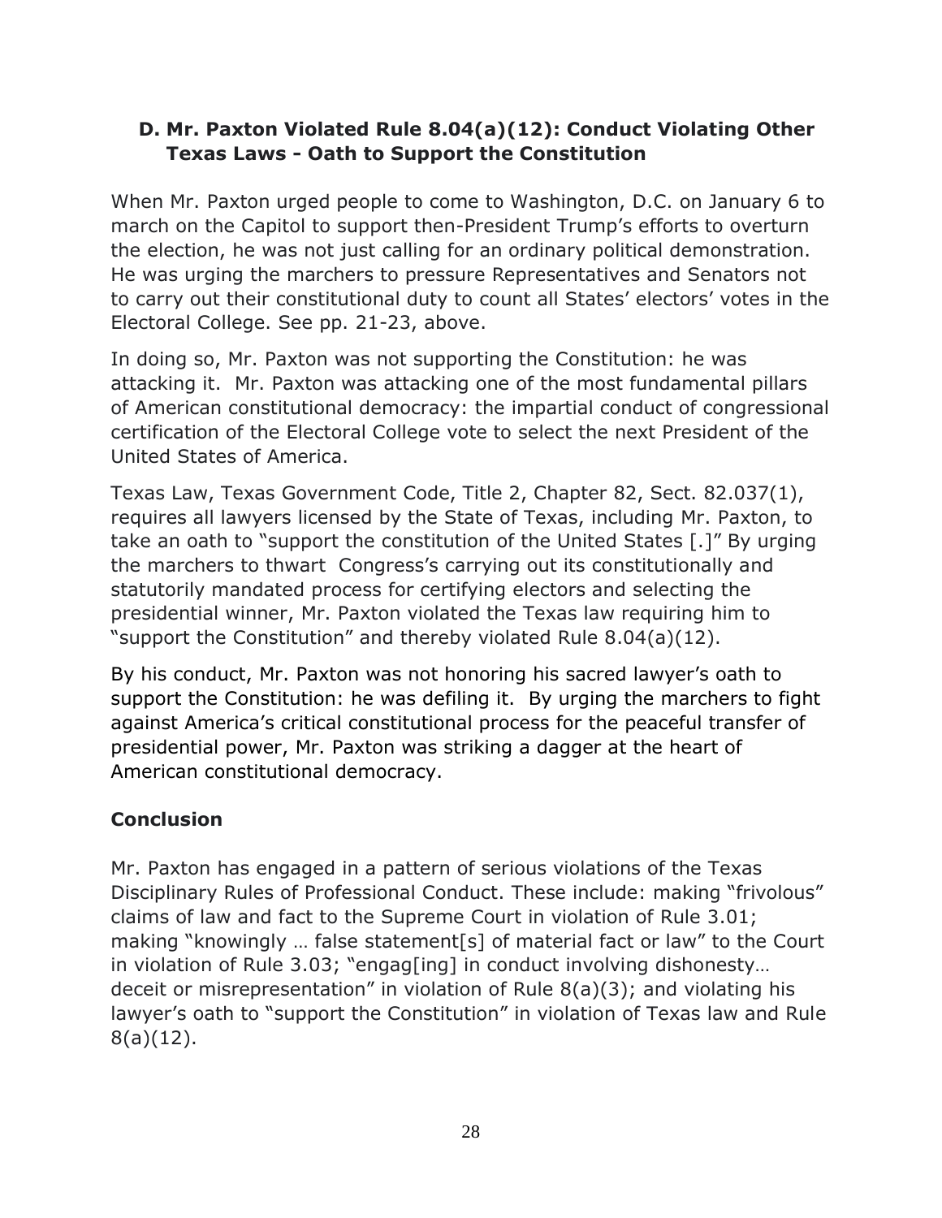### D. Mr. Paxton Violated Rule 8.04(a)(12): Conduct Violating Other Texas Laws - Oath to Support the Constitution

When Mr. Paxton urged people to come to Washington, D.C. on January 6 to march on the Capitol to support then-President Trump's efforts to overturn the election, he was not just calling for an ordinary political demonstration. He was urging the marchers to pressure Representatives and Senators not to carry out their constitutional duty to count all States' electors' votes in the Electoral College. See pp. 21-23, above.

In doing so, Mr. Paxton was not supporting the Constitution: he was attacking it. Mr. Paxton was attacking one of the most fundamental pillars of American constitutional democracy: the impartial conduct of congressional certification of the Electoral College vote to select the next President of the United States of America.

Texas Law, Texas Government Code, Title 2, Chapter 82, Sect. 82.037(1), requires all lawyers licensed by the State of Texas, including Mr. Paxton, to take an oath to "support the constitution of the United States [.]" By urging the marchers to thwart Congress's carrying out its constitutionally and statutorily mandated process for certifying electors and selecting the presidential winner, Mr. Paxton violated the Texas law requiring him to "support the Constitution" and thereby violated Rule 8.04(a)(12).

By his conduct, Mr. Paxton was not honoring his sacred lawyer's oath to support the Constitution: he was defiling it. By urging the marchers to fight against America's critical constitutional process for the peaceful transfer of presidential power, Mr. Paxton was striking a dagger at the heart of American constitutional democracy.

## Conclusion

Mr. Paxton has engaged in a pattern of serious violations of the Texas Disciplinary Rules of Professional Conduct. These include: making "frivolous" claims of law and fact to the Supreme Court in violation of Rule 3.01; making "knowingly … false statement[s] of material fact or law" to the Court in violation of Rule 3.03; "engag[ing] in conduct involving dishonesty… deceit or misrepresentation" in violation of Rule 8(a)(3); and violating his lawyer's oath to "support the Constitution" in violation of Texas law and Rule 8(a)(12).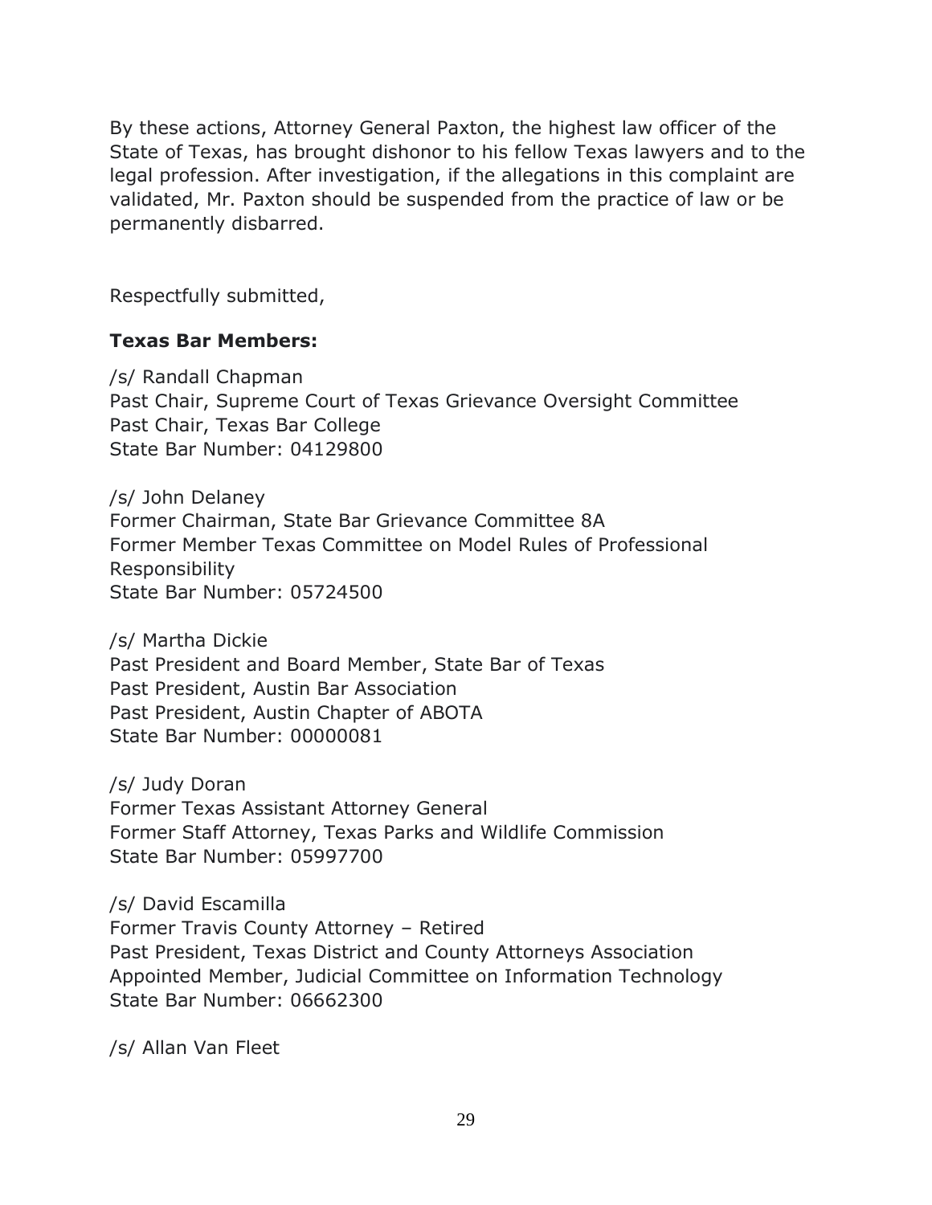By these actions, Attorney General Paxton, the highest law officer of the State of Texas, has brought dishonor to his fellow Texas lawyers and to the legal profession. After investigation, if the allegations in this complaint are validated, Mr. Paxton should be suspended from the practice of law or be permanently disbarred.

Respectfully submitted,

**Texas Bar Members:**

/s/ Randall Chapman
Past Chair, Supreme Court of Texas Grievance Oversight Committee
Past Chair, Texas Bar College
State Bar Number: 04129800

/s/ John Delaney
Former Chairman, State Bar Grievance Committee 8A
Former Member Texas Committee on Model Rules of Professional Responsibility
State Bar Number: 05724500

/s/ Martha Dickie
Past President and Board Member, State Bar of Texas
Past President, Austin Bar Association
Past President, Austin Chapter of ABOTA
State Bar Number: 00000081

/s/ Judy Doran
Former Texas Assistant Attorney General
Former Staff Attorney, Texas Parks and Wildlife Commission
State Bar Number: 05997700

/s/ David Escamilla
Former Travis County Attorney – Retired
Past President, Texas District and County Attorneys Association
Appointed Member, Judicial Committee on Information Technology
State Bar Number: 06662300

/s/ Allan Van Fleet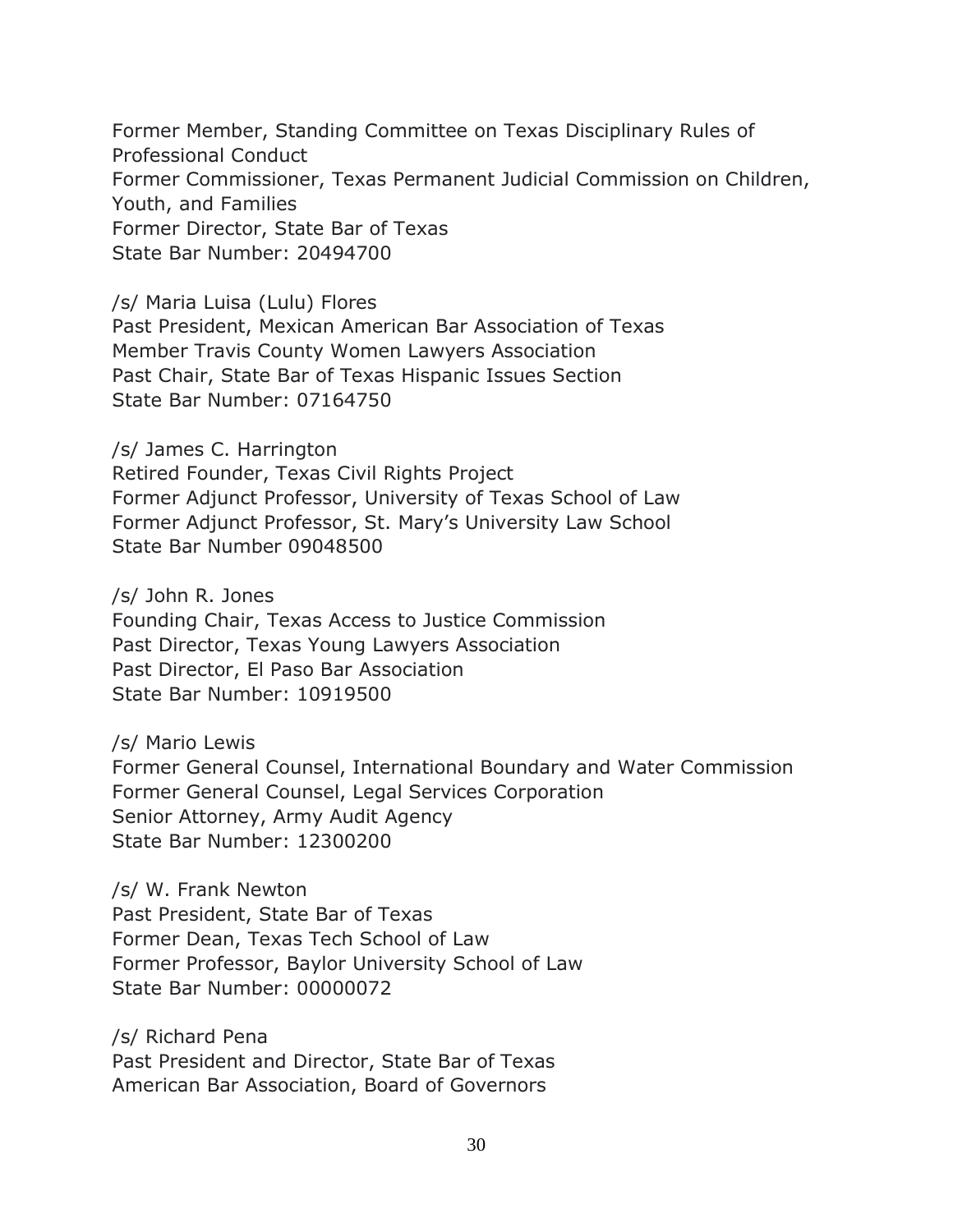Former Member, Standing Committee on Texas Disciplinary Rules of Professional Conduct
Former Commissioner, Texas Permanent Judicial Commission on Children, Youth, and Families
Former Director, State Bar of Texas
State Bar Number: 20494700

/s/ Maria Luisa (Lulu) Flores
Past President, Mexican American Bar Association of Texas
Member Travis County Women Lawyers Association
Past Chair, State Bar of Texas Hispanic Issues Section
State Bar Number: 07164750

/s/ James C. Harrington
Retired Founder, Texas Civil Rights Project
Former Adjunct Professor, University of Texas School of Law
Former Adjunct Professor, St. Mary's University Law School
State Bar Number 09048500

/s/ John R. Jones
Founding Chair, Texas Access to Justice Commission
Past Director, Texas Young Lawyers Association
Past Director, El Paso Bar Association
State Bar Number: 10919500

/s/ Mario Lewis
Former General Counsel, International Boundary and Water Commission
Former General Counsel, Legal Services Corporation
Senior Attorney, Army Audit Agency
State Bar Number: 12300200

/s/ W. Frank Newton
Past President, State Bar of Texas
Former Dean, Texas Tech School of Law
Former Professor, Baylor University School of Law
State Bar Number: 00000072

/s/ Richard Pena
Past President and Director, State Bar of Texas
American Bar Association, Board of Governors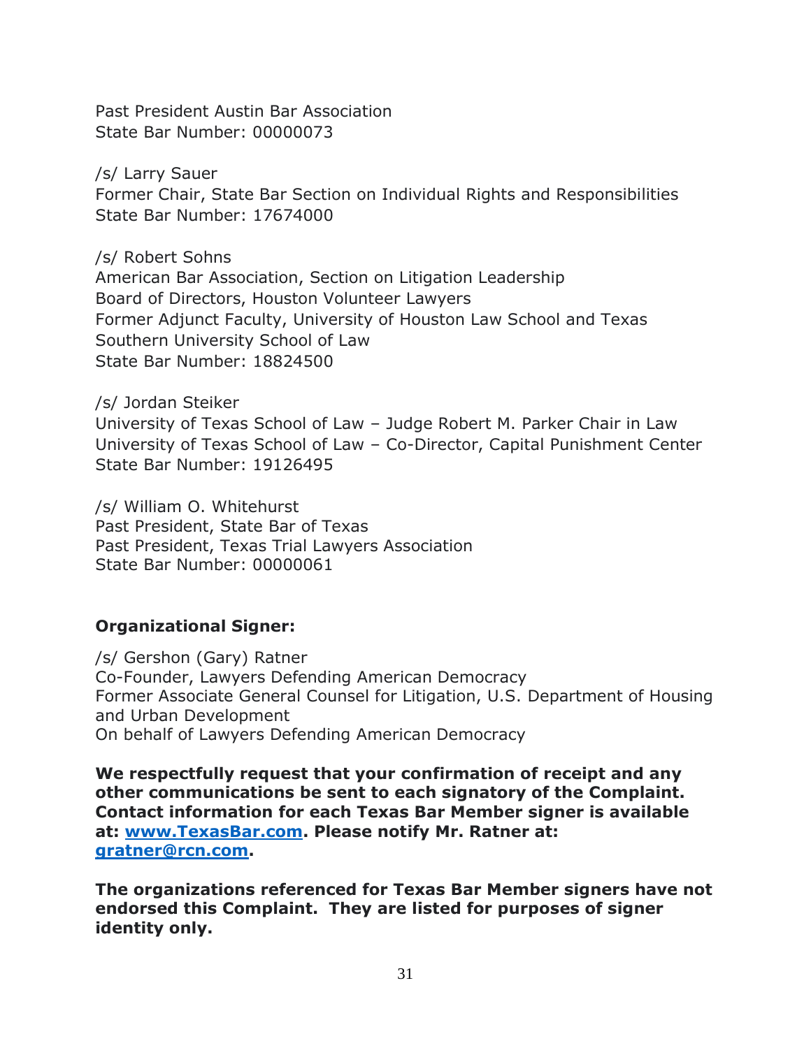Past President Austin Bar Association
State Bar Number: 00000073

/s/ Larry Sauer
Former Chair, State Bar Section on Individual Rights and Responsibilities
State Bar Number: 17674000

/s/ Robert Sohns
American Bar Association, Section on Litigation Leadership
Board of Directors, Houston Volunteer Lawyers
Former Adjunct Faculty, University of Houston Law School and Texas Southern University School of Law
State Bar Number: 18824500

/s/ Jordan Steiker
University of Texas School of Law – Judge Robert M. Parker Chair in Law
University of Texas School of Law – Co-Director, Capital Punishment Center
State Bar Number: 19126495

/s/ William O. Whitehurst
Past President, State Bar of Texas
Past President, Texas Trial Lawyers Association
State Bar Number: 00000061

**Organizational Signer:**

/s/ Gershon (Gary) Ratner
Co-Founder, Lawyers Defending American Democracy
Former Associate General Counsel for Litigation, U.S. Department of Housing and Urban Development
On behalf of Lawyers Defending American Democracy

**We respectfully request that your confirmation of receipt and any other communications be sent to each signatory of the Complaint. Contact information for each Texas Bar Member signer is available at: [www.TexasBar.com](http://www.TexasBar.com). Please notify Mr. Ratner at: [gratner@rcn.com](mailto:gratner@rcn.com).**

**The organizations referenced for Texas Bar Member signers have not endorsed this Complaint. They are listed for purposes of signer identity only.**